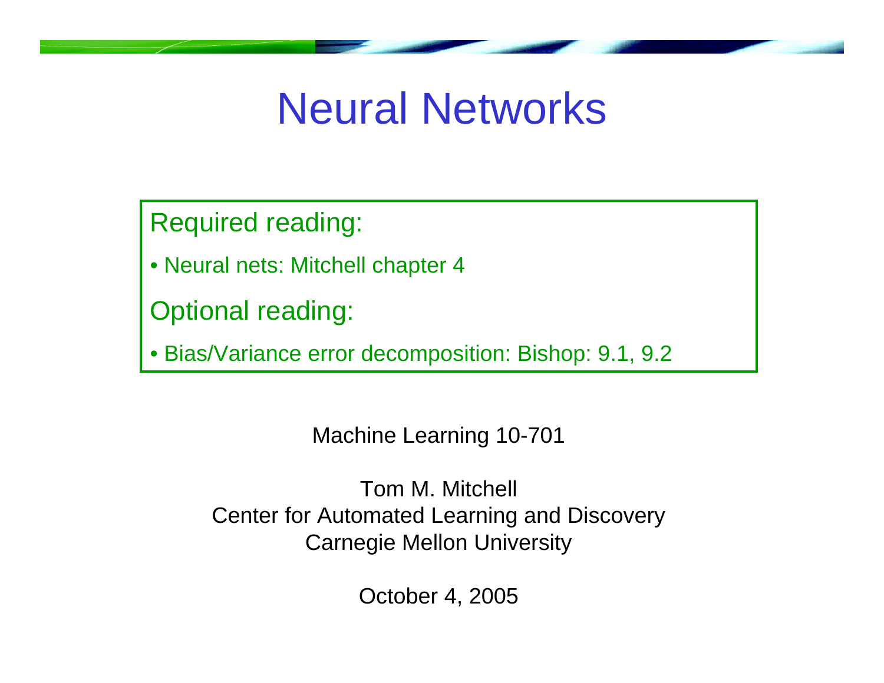# Neural Networks

Required reading:

- Neural nets: Mitchell chapter 4

Optional reading:

- Bias/Variance error decomposition: Bishop: 9.1, 9.2

Machine Learning 10-701

Tom M. Mitchell
Center for Automated Learning and Discovery
Carnegie Mellon University

October 4, 2005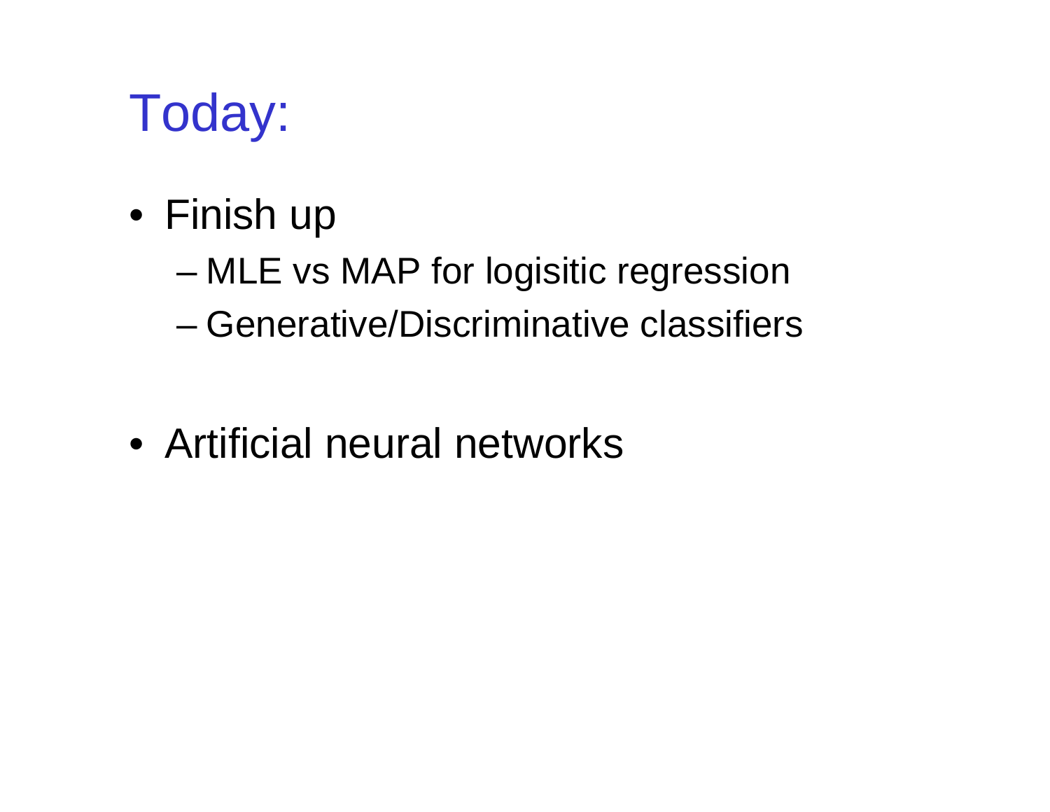# Today:

- Finish up
  - MLE vs MAP for logisitic regression
  - Generative/Discriminative classifiers

- Artificial neural networks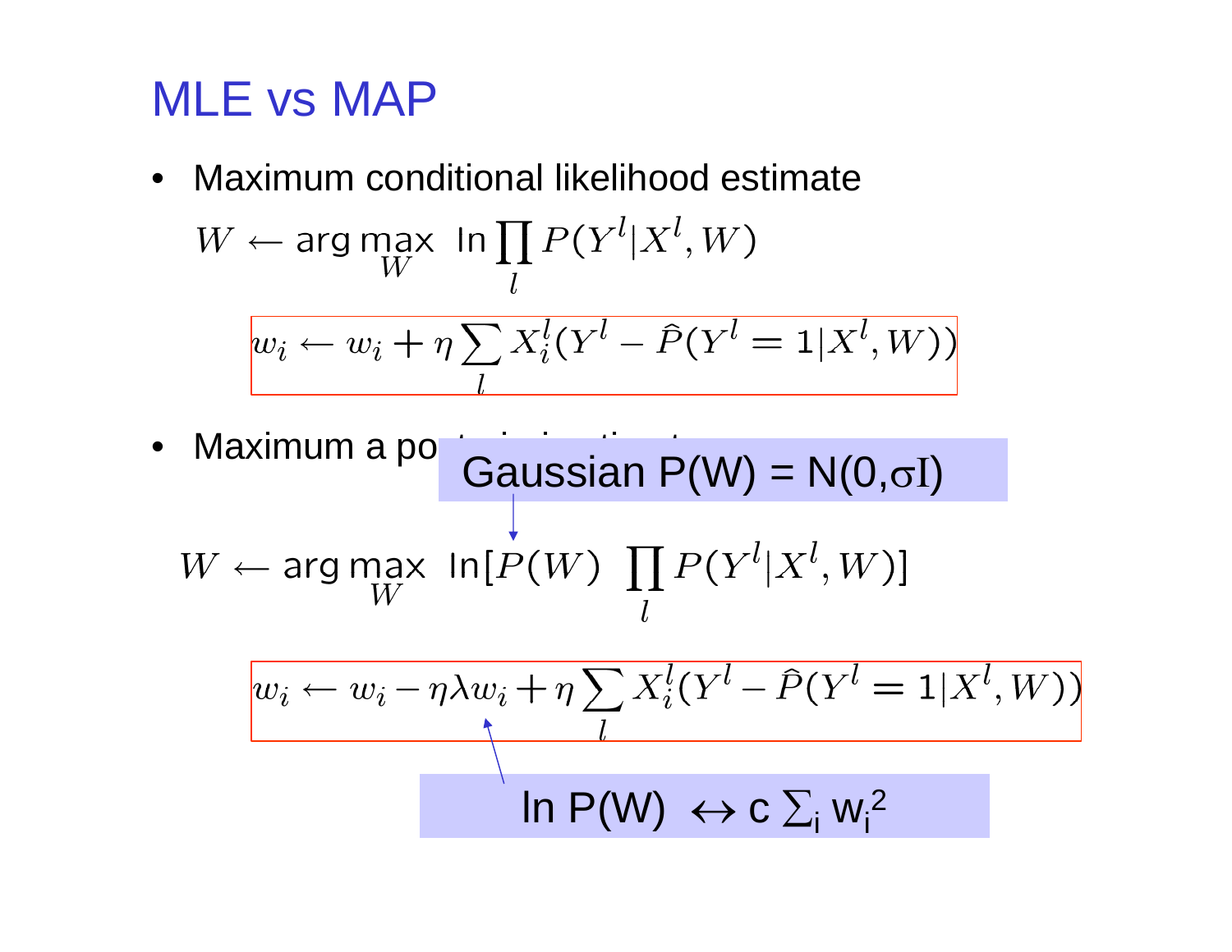# MLE vs MAP

- Maximum conditional likelihood estimate

$$W \leftarrow \arg\max_W \ \ln \prod_l P(Y^l | X^l, W)$$

$$w_i \leftarrow w_i + \eta \sum_l X_i^l (Y^l - \hat{P}(Y^l = 1 | X^l, W))$$

- Maximum a po[...]

Gaussian $P(W) = N(0, \sigma I)$

$$W \leftarrow \arg\max_W \ \ln[P(W) \ \prod_l P(Y^l | X^l, W)]$$

$$w_i \leftarrow w_i - \eta \lambda w_i + \eta \sum_l X_i^l (Y^l - \hat{P}(Y^l = 1 | X^l, W))$$

$\ln P(W) \leftrightarrow c \sum_i w_i^2$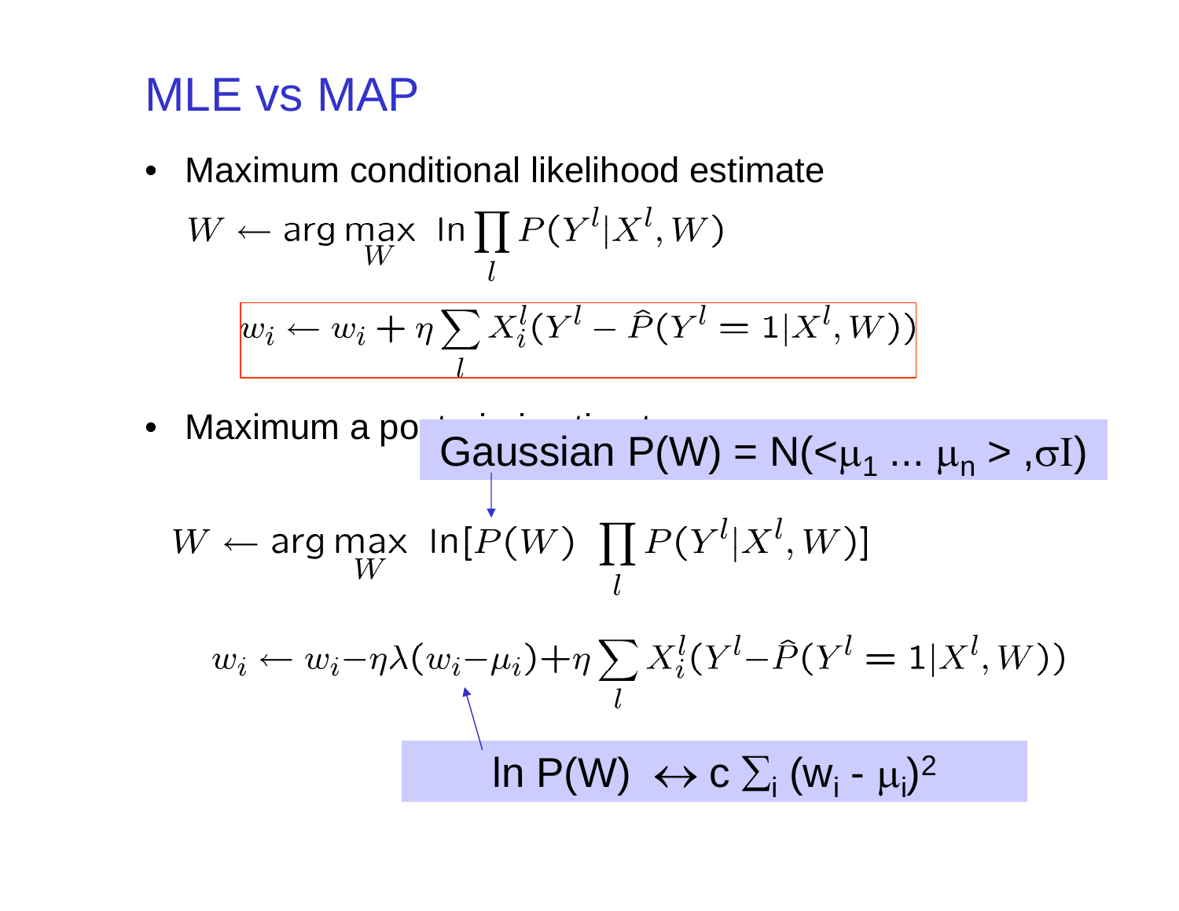# MLE vs MAP

- Maximum conditional likelihood estimate

$$W \leftarrow \arg\max_W \ \ln \prod_l P(Y^l | X^l, W)$$

$$w_i \leftarrow w_i + \eta \sum_l X_i^l (Y^l - \hat{P}(Y^l = 1 | X^l, W))$$

- Maximum a po[steriori estimate]

Gaussian $P(W) = N(<\mu_1 \ldots \mu_n>, \sigma I)$

$$W \leftarrow \arg\max_W \ \ln[P(W) \ \prod_l P(Y^l | X^l, W)]$$

$$w_i \leftarrow w_i - \eta\lambda(w_i - \mu_i) + \eta \sum_l X_i^l (Y^l - \hat{P}(Y^l = 1 | X^l, W))$$

$\ln P(W) \leftrightarrow c \sum_i (w_i - \mu_i)^2$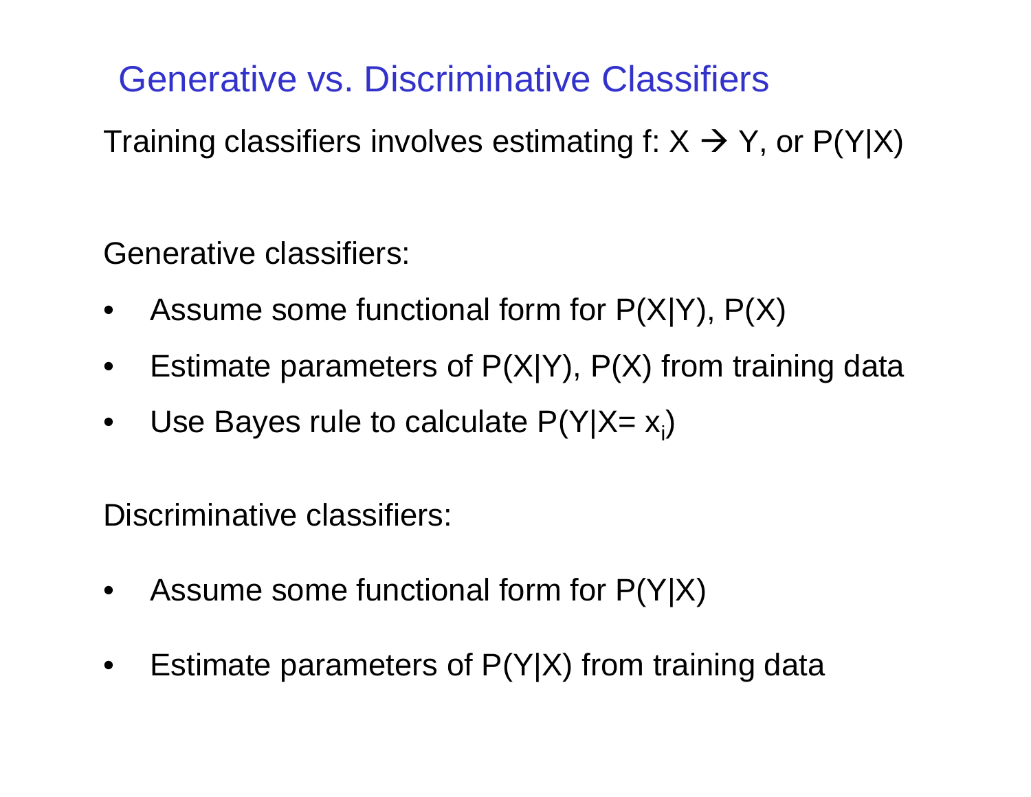# Generative vs. Discriminative Classifiers

Training classifiers involves estimating f: X → Y, or P(Y|X)

Generative classifiers:

- Assume some functional form for P(X|Y), P(X)
- Estimate parameters of P(X|Y), P(X) from training data
- Use Bayes rule to calculate P(Y|X= $x_i$)

Discriminative classifiers:

- Assume some functional form for P(Y|X)
- Estimate parameters of P(Y|X) from training data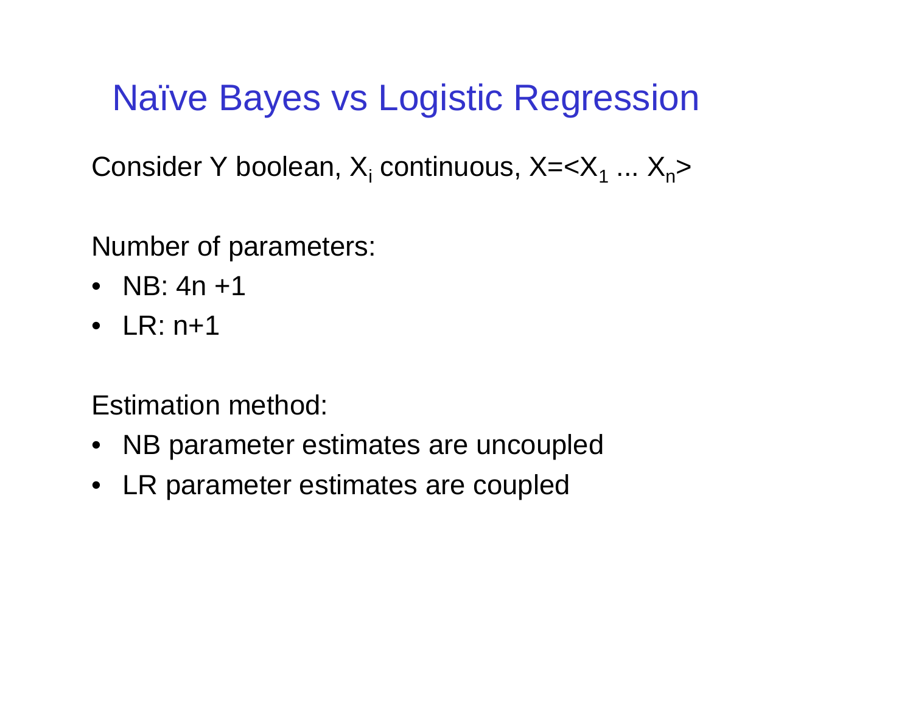# Naïve Bayes vs Logistic Regression

Consider Y boolean, $X_i$ continuous, $X=<X_1 \dots X_n>$

Number of parameters:

- NB: 4n +1
- LR: n+1

Estimation method:

- NB parameter estimates are uncoupled
- LR parameter estimates are coupled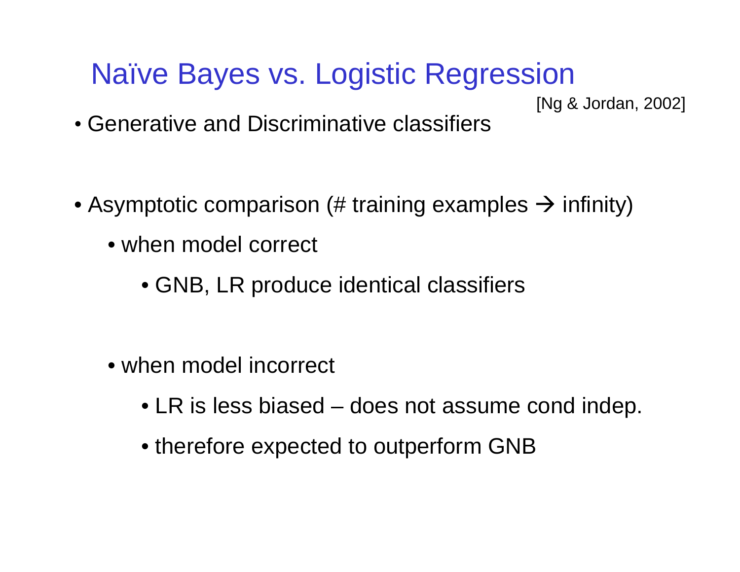# Naïve Bayes vs. Logistic Regression

[Ng & Jordan, 2002]

- Generative and Discriminative classifiers

- Asymptotic comparison (# training examples → infinity)
  - when model correct
    - GNB, LR produce identical classifiers
  - when model incorrect
    - LR is less biased – does not assume cond indep.
    - therefore expected to outperform GNB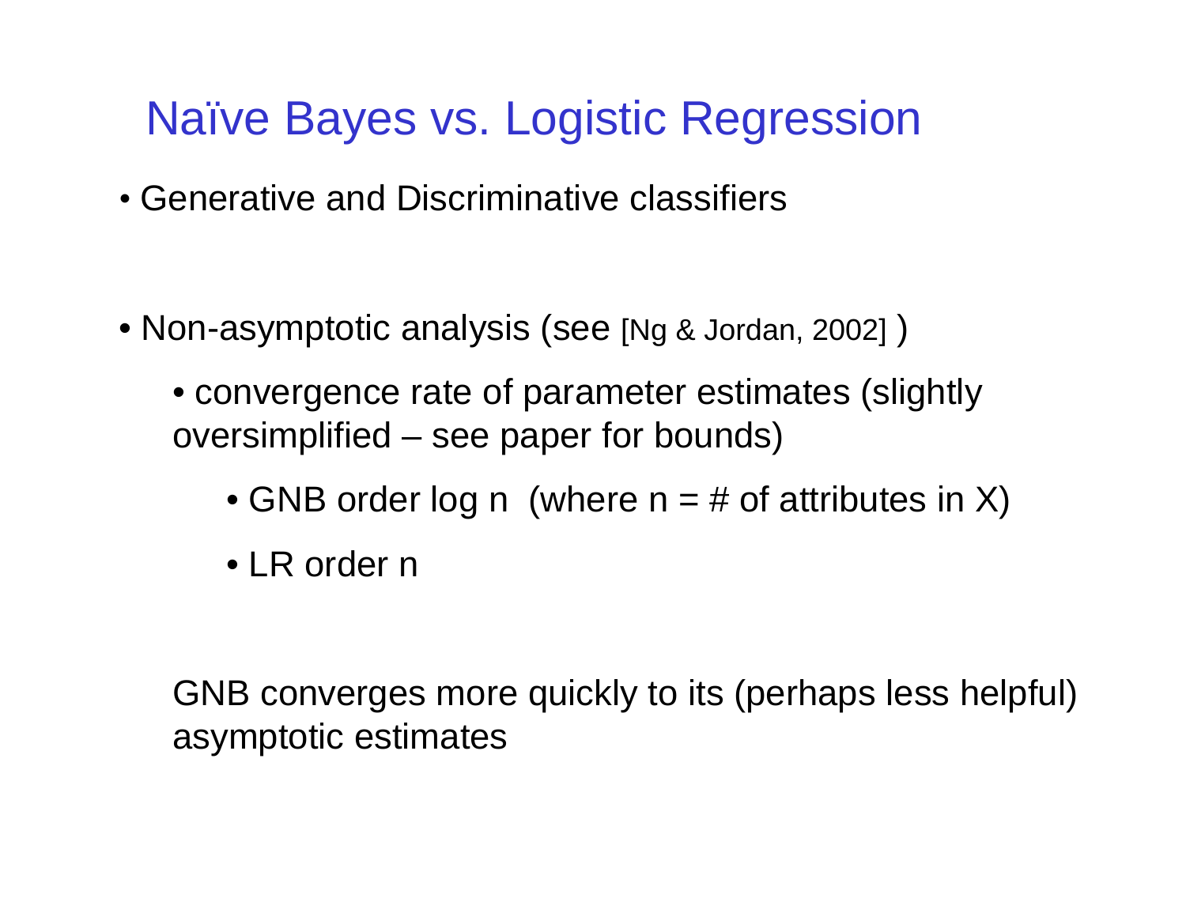# Naïve Bayes vs. Logistic Regression

- Generative and Discriminative classifiers

- Non-asymptotic analysis (see [Ng & Jordan, 2002] )
  - convergence rate of parameter estimates (slightly oversimplified – see paper for bounds)
    - GNB order log n  (where n = # of attributes in X)
    - LR order n

GNB converges more quickly to its (perhaps less helpful) asymptotic estimates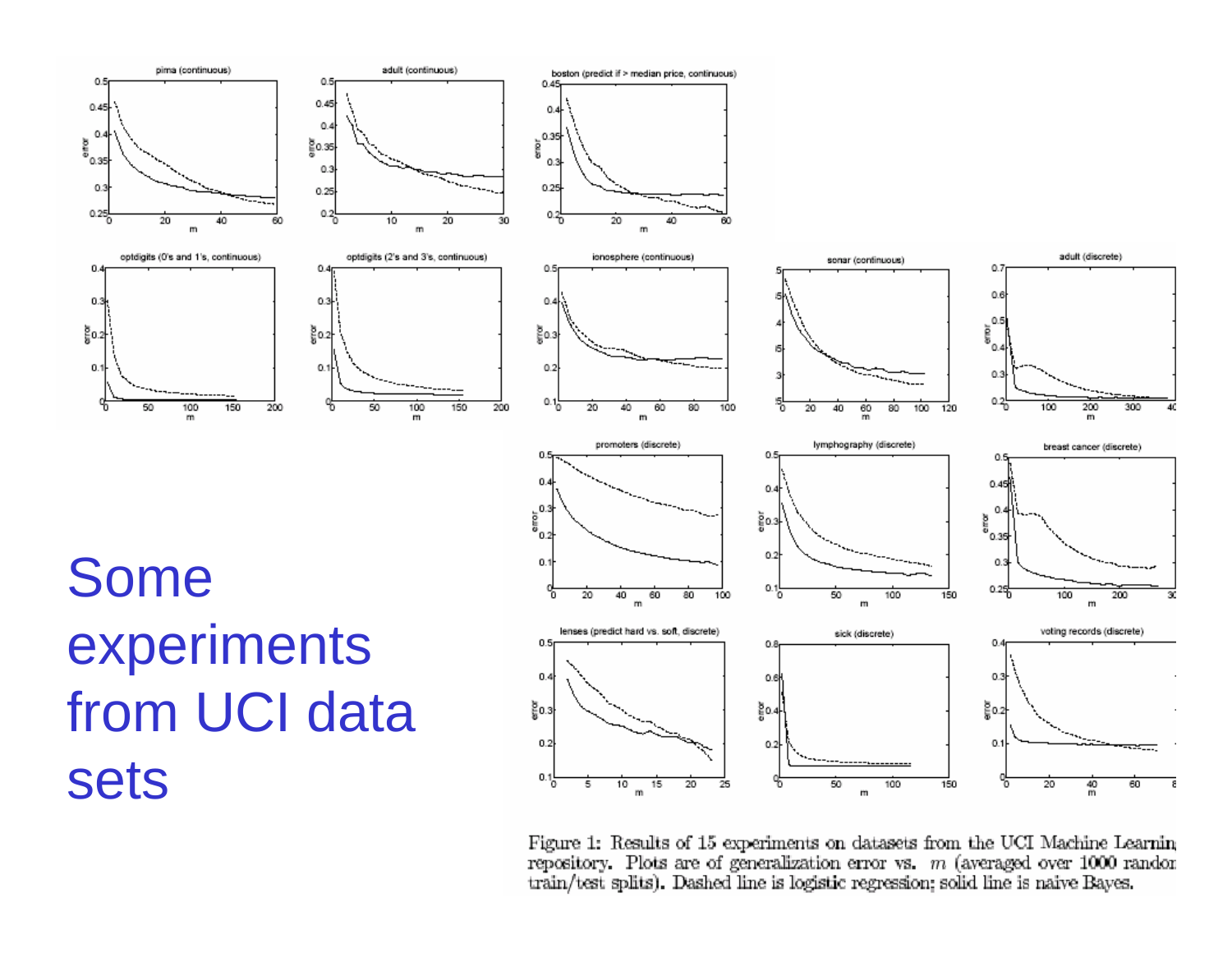# Some experiments from UCI data sets

Figure 1: Results of 15 experiments on datasets from the UCI Machine Learning repository. Plots are of generalization error vs. $m$ (averaged over 1000 random train/test splits). Dashed line is logistic regression; solid line is naive Bayes.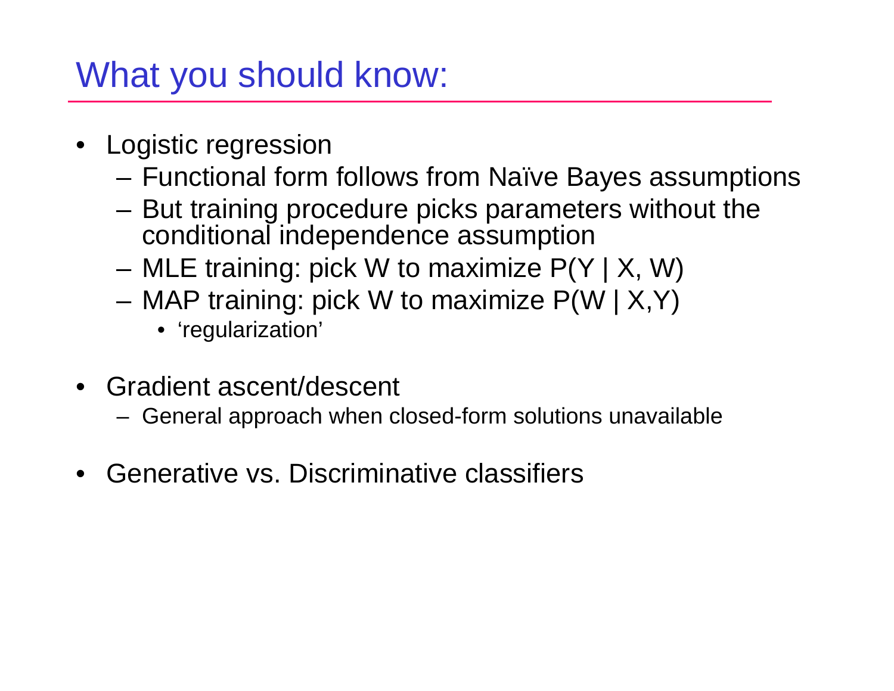# What you should know:

- Logistic regression
  - Functional form follows from Naïve Bayes assumptions
  - But training procedure picks parameters without the conditional independence assumption
  - MLE training: pick W to maximize $P(Y \mid X, W)$
  - MAP training: pick W to maximize $P(W \mid X, Y)$
    - 'regularization'
- Gradient ascent/descent
  - General approach when closed-form solutions unavailable
- Generative vs. Discriminative classifiers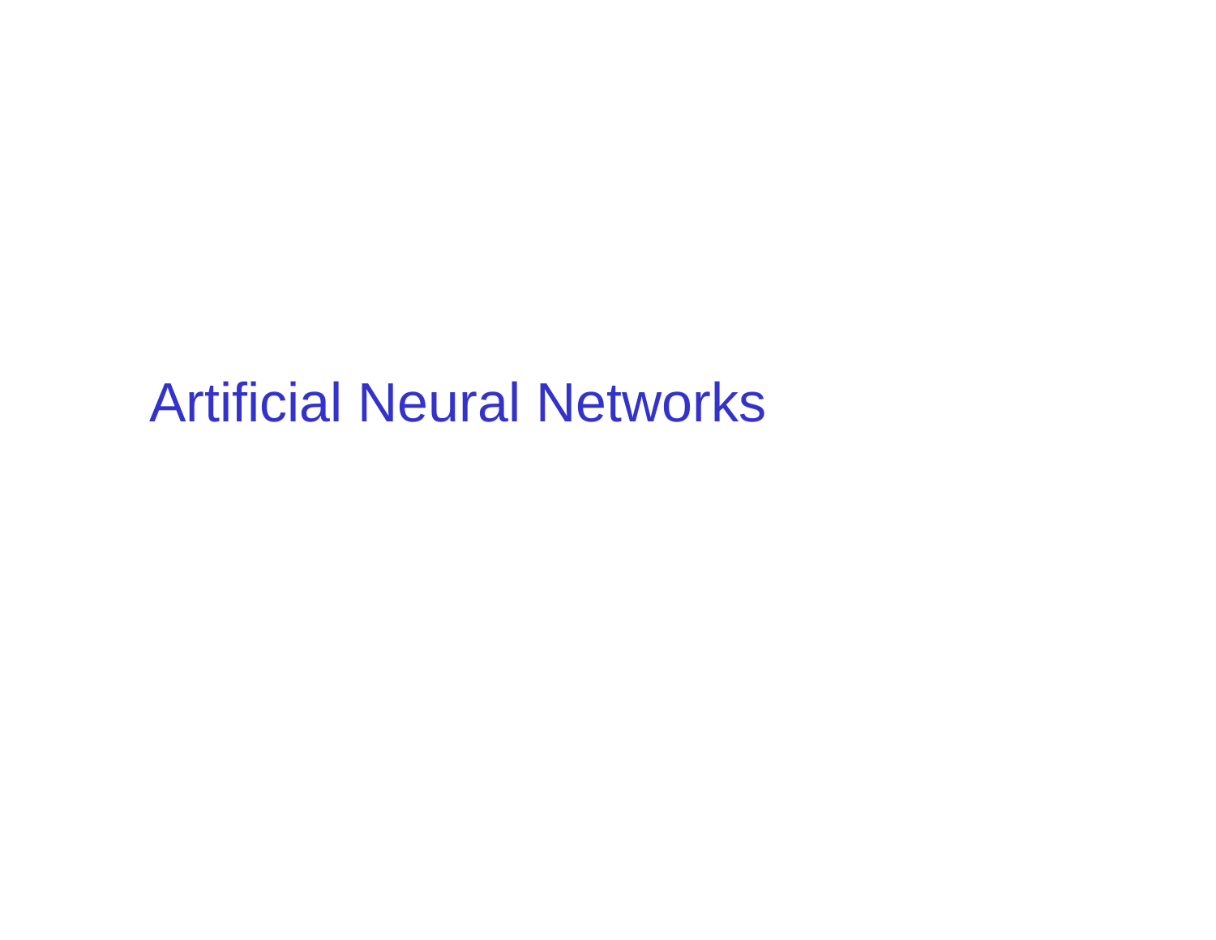# Artificial Neural Networks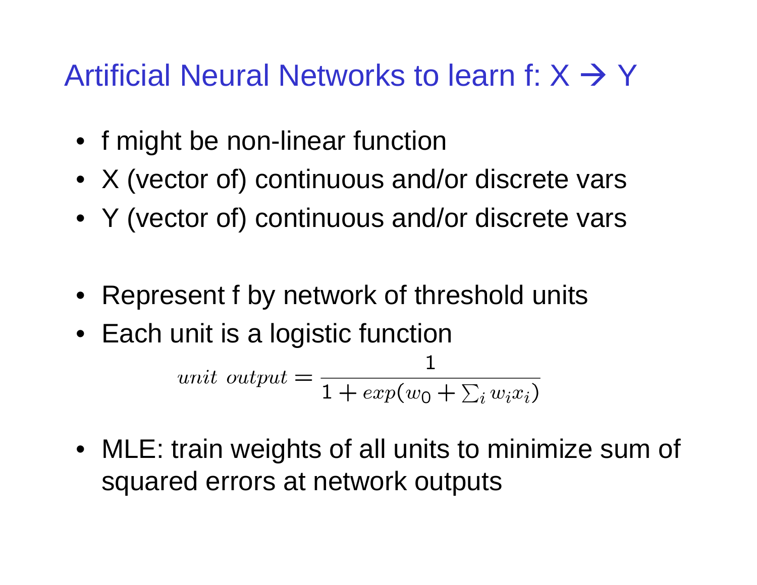# Artificial Neural Networks to learn f: X → Y

- f might be non-linear function
- X (vector of) continuous and/or discrete vars
- Y (vector of) continuous and/or discrete vars

- Represent f by network of threshold units
- Each unit is a logistic function

$$unit\ output = \frac{1}{1 + exp(w_0 + \sum_i w_i x_i)}$$

- MLE: train weights of all units to minimize sum of squared errors at network outputs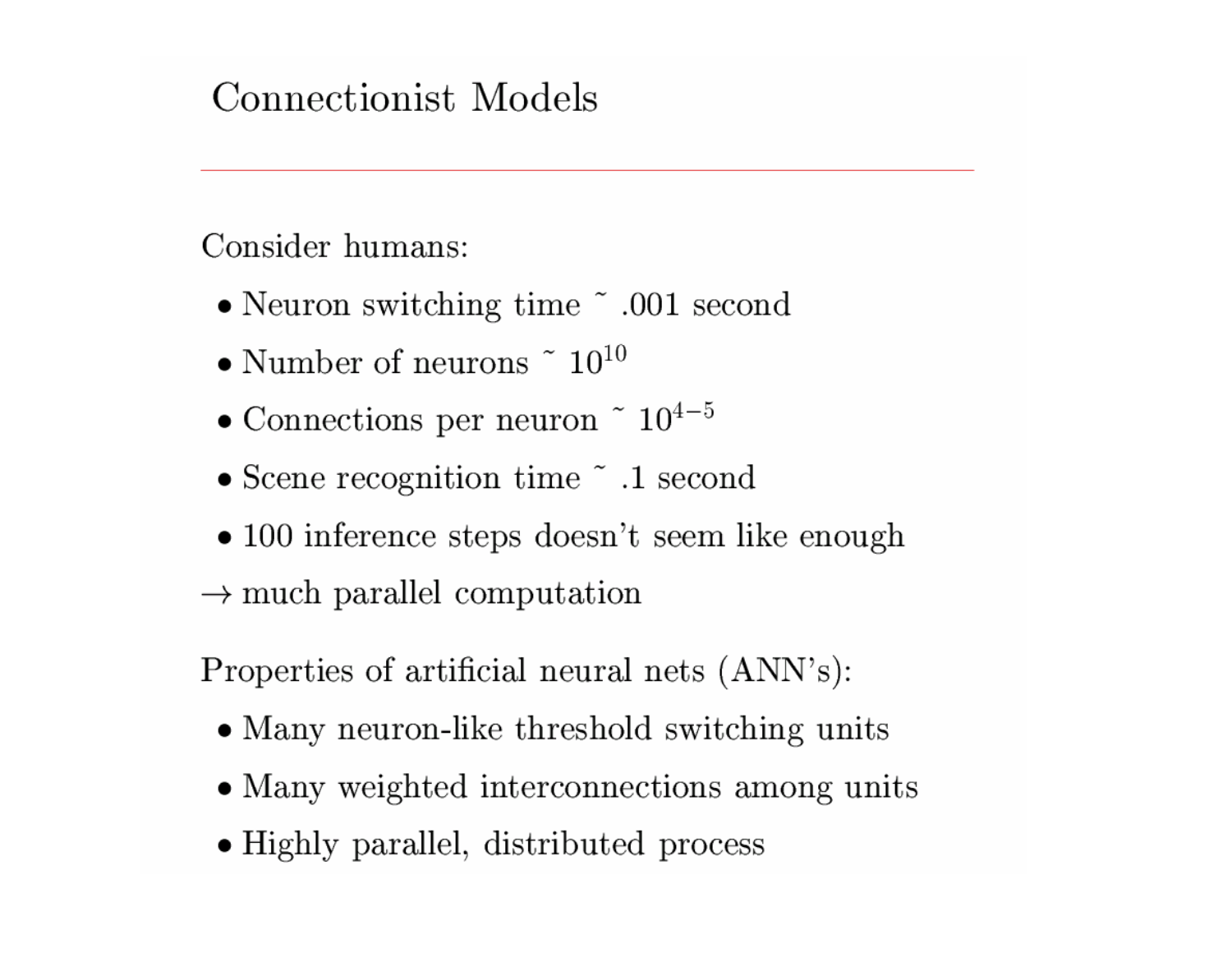# Connectionist Models

Consider humans:

- Neuron switching time ~ .001 second
- Number of neurons ~ $10^{10}$
- Connections per neuron ~ $10^{4-5}$
- Scene recognition time ~ .1 second
- 100 inference steps doesn't seem like enough

→ much parallel computation

Properties of artificial neural nets (ANN's):

- Many neuron-like threshold switching units
- Many weighted interconnections among units
- Highly parallel, distributed process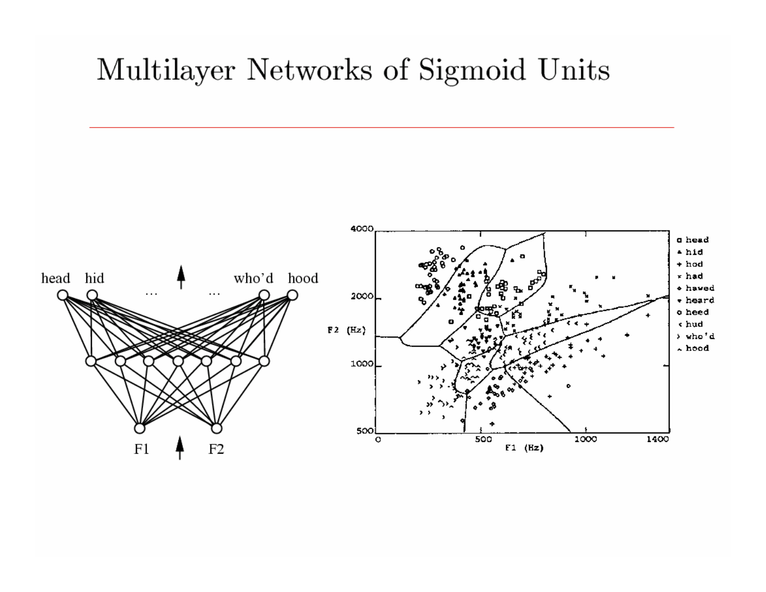# Multilayer Networks of Sigmoid Units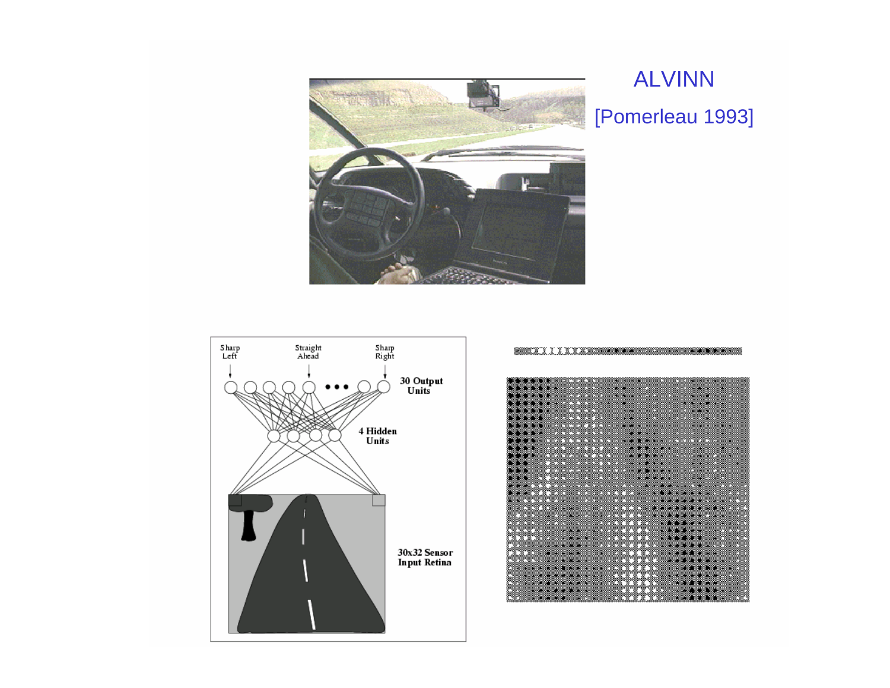ALVINN

[Pomerleau 1993]

Sharp Left

Straight Ahead

Sharp Right

30 Output Units

4 Hidden Units

30x32 Sensor Input Retina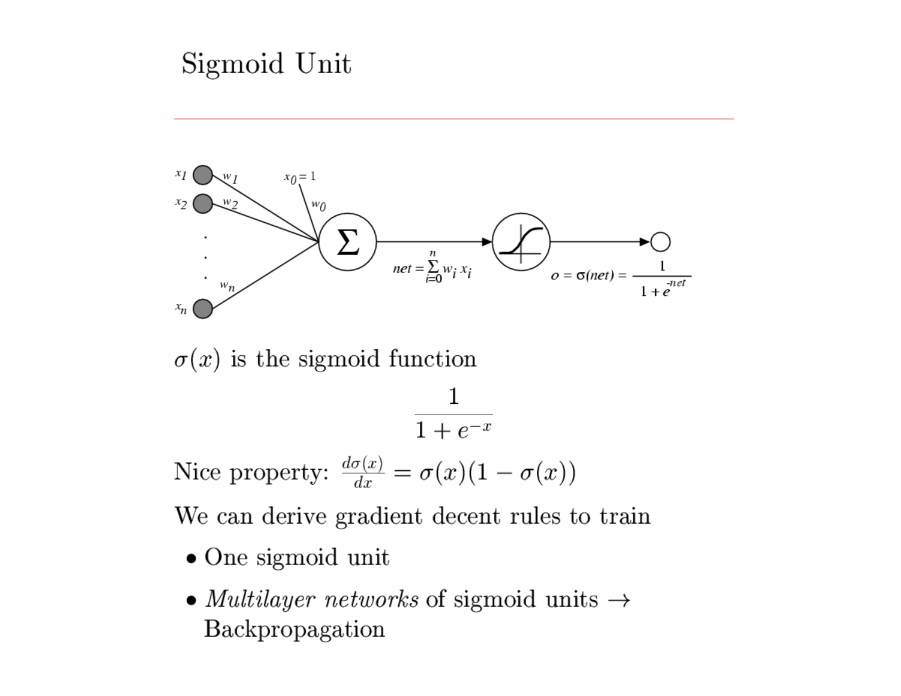# Sigmoid Unit

$net = \sum_{i=0}^{n} w_i x_i$

$o = \sigma(net) = \frac{1}{1 + e^{-net}}$

$\sigma(x)$ is the sigmoid function

$$\frac{1}{1 + e^{-x}}$$

Nice property: $\frac{d\sigma(x)}{dx} = \sigma(x)(1 - \sigma(x))$

We can derive gradient decent rules to train

- One sigmoid unit
- *Multilayer networks* of sigmoid units → Backpropagation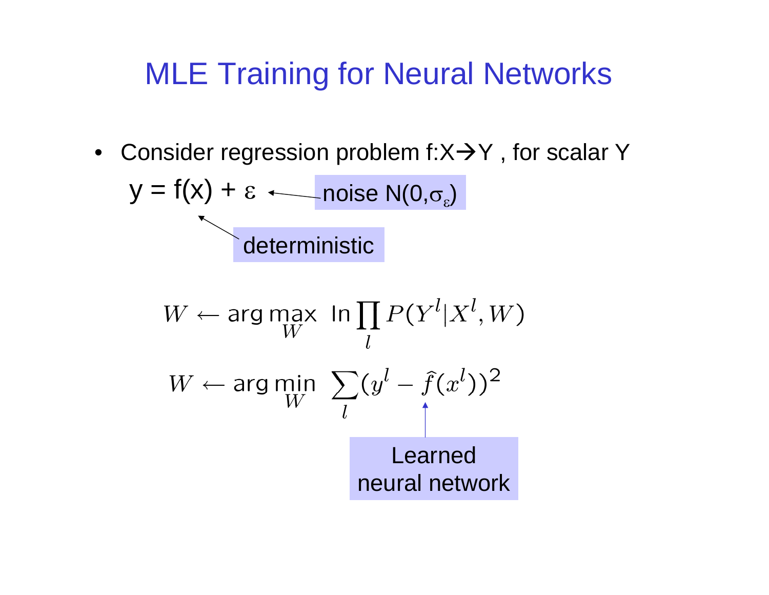# MLE Training for Neural Networks

- Consider regression problem f:X→Y , for scalar Y

$$y = f(x) + \varepsilon$$

noise $N(0,\sigma_\varepsilon)$

deterministic

$$W \leftarrow \arg\max_W \ \ln \prod_l P(Y^l | X^l, W)$$

$$W \leftarrow \arg\min_W \ \sum_l (y^l - \hat{f}(x^l))^2$$

Learned neural network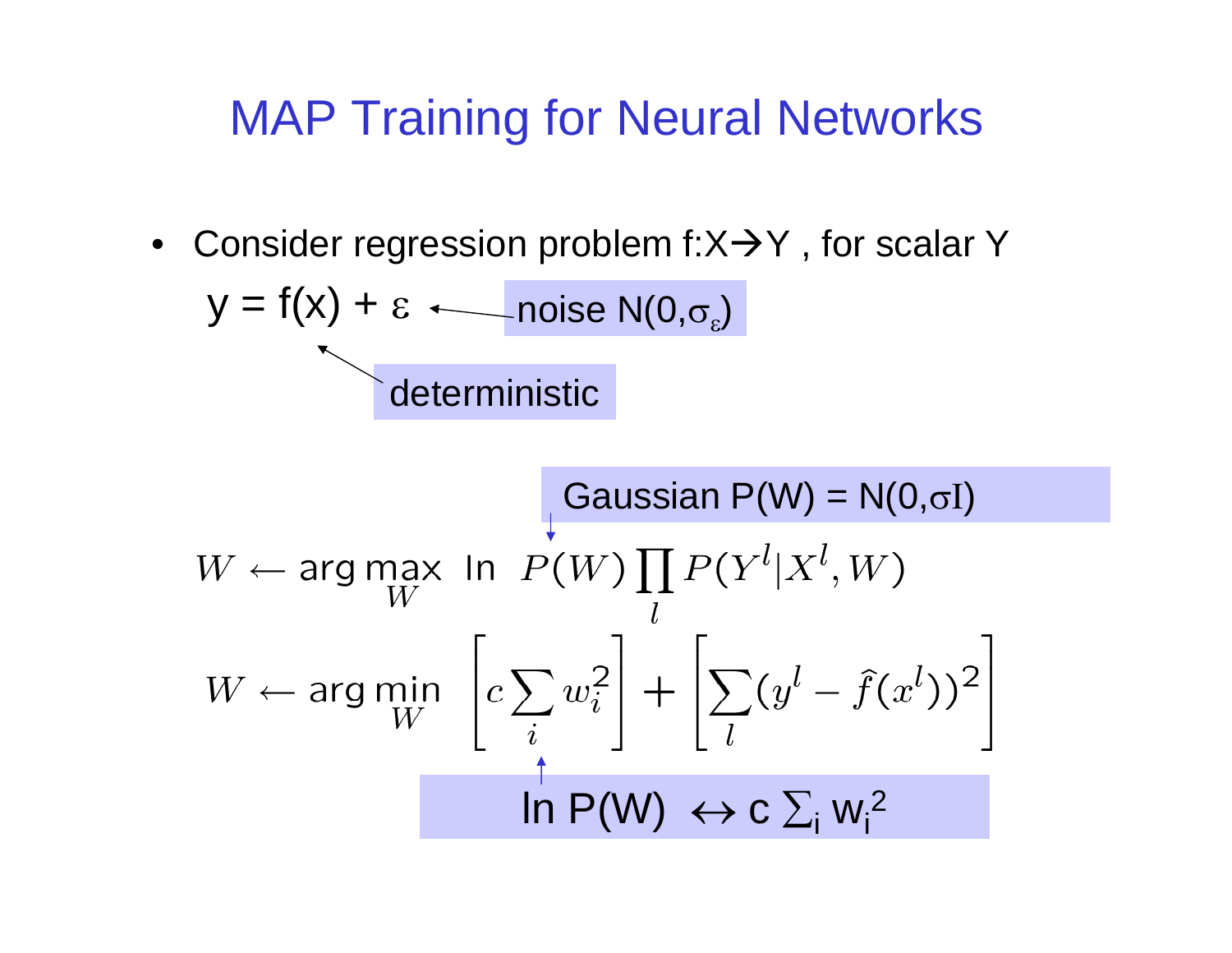# MAP Training for Neural Networks

- Consider regression problem f:X→Y , for scalar Y

$y = f(x) + \varepsilon$ ← noise $N(0,\sigma_\varepsilon)$

deterministic

Gaussian $P(W) = N(0,\sigma I)$

$$W \leftarrow \arg\max_W \ \ln \ P(W) \prod_l P(Y^l | X^l, W)$$

$$W \leftarrow \arg\min_W \ \left[ c \sum_i w_i^2 \right] + \left[ \sum_l (y^l - \hat{f}(x^l))^2 \right]$$

$\ln P(W) \leftrightarrow c \sum_i w_i^2$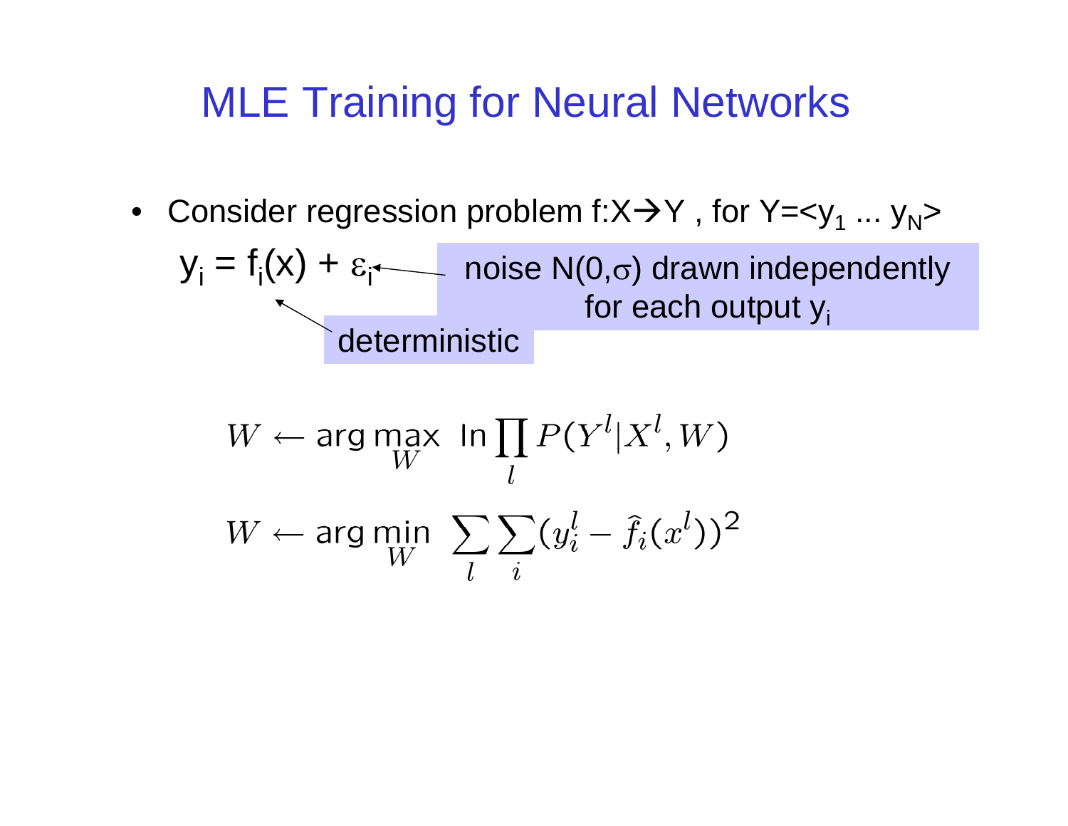# MLE Training for Neural Networks

- Consider regression problem $f: X \rightarrow Y$ , for $Y = \langle y_1 \ldots y_N \rangle$

$$y_i = f_i(x) + \varepsilon_i$$

deterministic

noise $N(0,\sigma)$ drawn independently for each output $y_i$

$$W \leftarrow \arg\max_W \; \ln \prod_l P(Y^l | X^l, W)$$

$$W \leftarrow \arg\min_W \; \sum_l \sum_i (y_i^l - \hat{f}_i(x^l))^2$$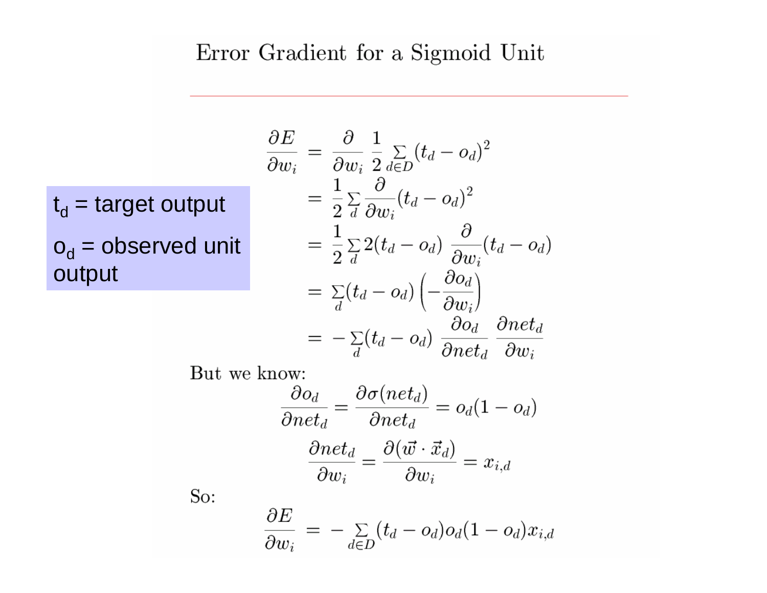# Error Gradient for a Sigmoid Unit

$t_d$ = target output

$o_d$ = observed unit output

$$
\begin{aligned}
\frac{\partial E}{\partial w_i} &= \frac{\partial}{\partial w_i} \frac{1}{2} \sum_{d \in D} (t_d - o_d)^2 \\
&= \frac{1}{2} \sum_d \frac{\partial}{\partial w_i} (t_d - o_d)^2 \\
&= \frac{1}{2} \sum_d 2(t_d - o_d) \frac{\partial}{\partial w_i} (t_d - o_d) \\
&= \sum_d (t_d - o_d) \left( -\frac{\partial o_d}{\partial w_i} \right) \\
&= - \sum_d (t_d - o_d) \frac{\partial o_d}{\partial net_d} \frac{\partial net_d}{\partial w_i}
\end{aligned}
$$

But we know:

$$
\frac{\partial o_d}{\partial net_d} = \frac{\partial \sigma(net_d)}{\partial net_d} = o_d(1 - o_d)
$$

$$
\frac{\partial net_d}{\partial w_i} = \frac{\partial (\vec{w} \cdot \vec{x}_d)}{\partial w_i} = x_{i,d}
$$

So:

$$
\frac{\partial E}{\partial w_i} = - \sum_{d \in D} (t_d - o_d) o_d (1 - o_d) x_{i,d}
$$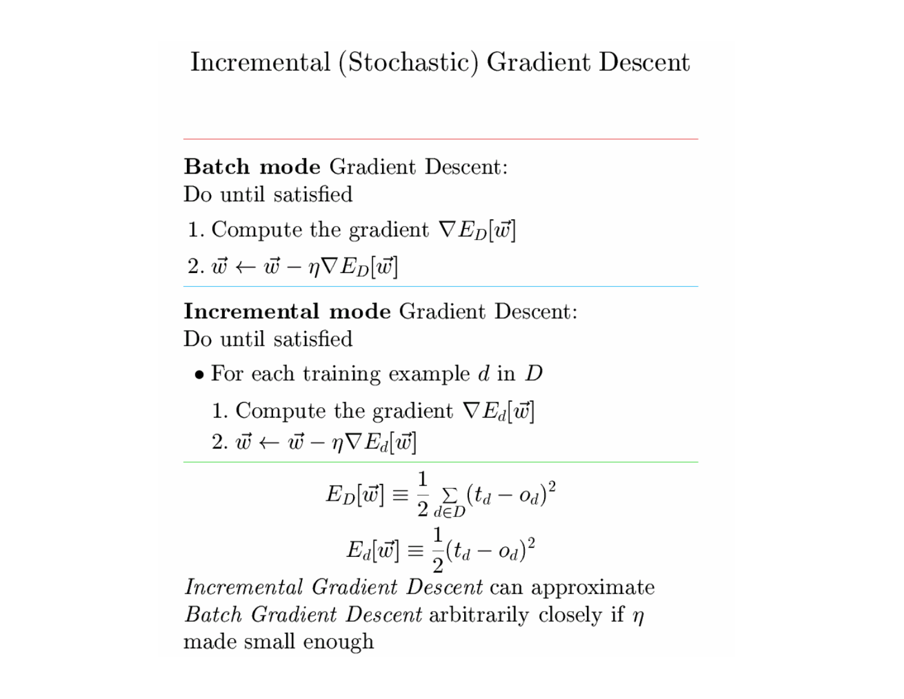# Incremental (Stochastic) Gradient Descent

---

**Batch mode** Gradient Descent:
Do until satisfied

1. Compute the gradient $\nabla E_D[\vec{w}]$
2. $\vec{w} \leftarrow \vec{w} - \eta \nabla E_D[\vec{w}]$

---

**Incremental mode** Gradient Descent:
Do until satisfied

- For each training example $d$ in $D$
  1. Compute the gradient $\nabla E_d[\vec{w}]$
  2. $\vec{w} \leftarrow \vec{w} - \eta \nabla E_d[\vec{w}]$

---

$$E_D[\vec{w}] \equiv \frac{1}{2} \sum_{d \in D} (t_d - o_d)^2$$

$$E_d[\vec{w}] \equiv \frac{1}{2} (t_d - o_d)^2$$

*Incremental Gradient Descent* can approximate *Batch Gradient Descent* arbitrarily closely if $\eta$ made small enough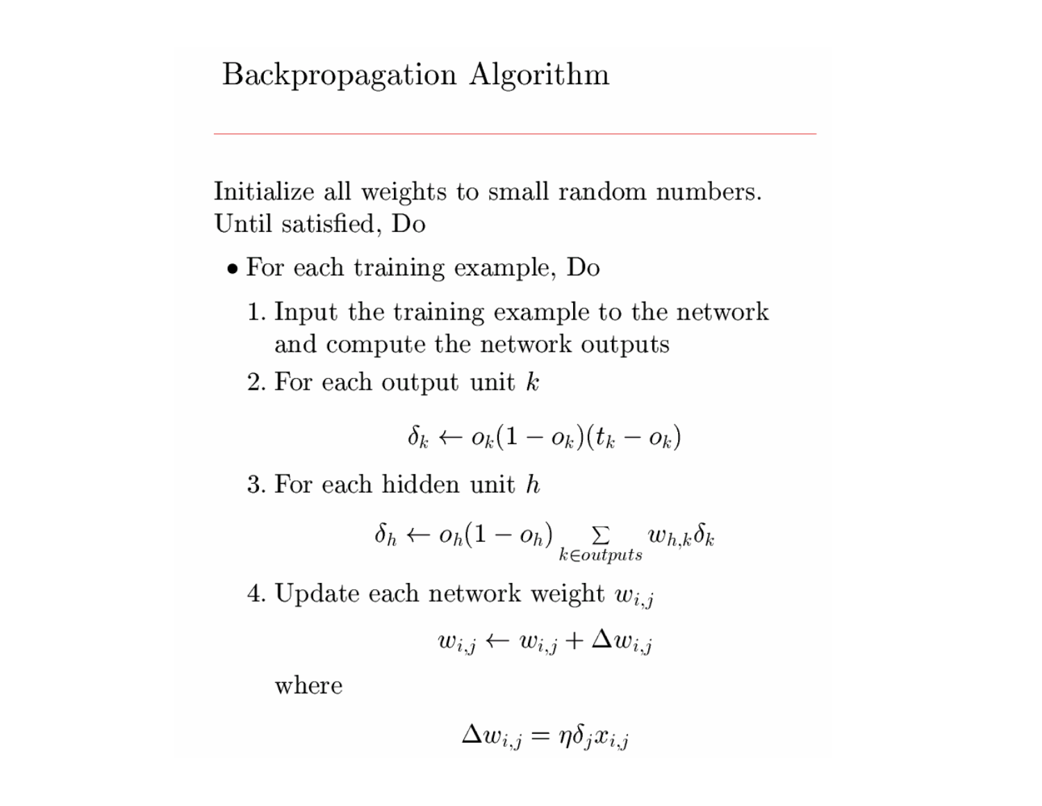# Backpropagation Algorithm

Initialize all weights to small random numbers.
Until satisfied, Do

- For each training example, Do
  1. Input the training example to the network and compute the network outputs
  2. For each output unit $k$

     $$\delta_k \leftarrow o_k(1 - o_k)(t_k - o_k)$$

  3. For each hidden unit $h$

     $$\delta_h \leftarrow o_h(1 - o_h) \sum_{k \in outputs} w_{h,k}\delta_k$$

  4. Update each network weight $w_{i,j}$

     $$w_{i,j} \leftarrow w_{i,j} + \Delta w_{i,j}$$

     where

     $$\Delta w_{i,j} = \eta \delta_j x_{i,j}$$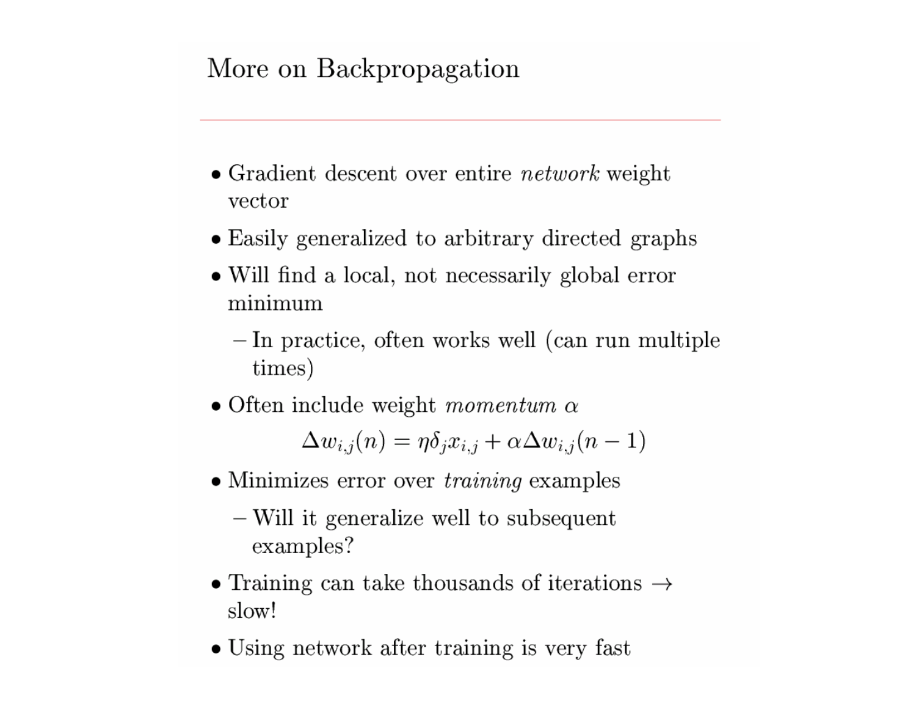# More on Backpropagation

- Gradient descent over entire *network* weight vector
- Easily generalized to arbitrary directed graphs
- Will find a local, not necessarily global error minimum
  - In practice, often works well (can run multiple times)
- Often include weight *momentum* $\alpha$

$$\Delta w_{i,j}(n) = \eta \delta_j x_{i,j} + \alpha \Delta w_{i,j}(n-1)$$

- Minimizes error over *training* examples
  - Will it generalize well to subsequent examples?
- Training can take thousands of iterations $\rightarrow$ slow!
- Using network after training is very fast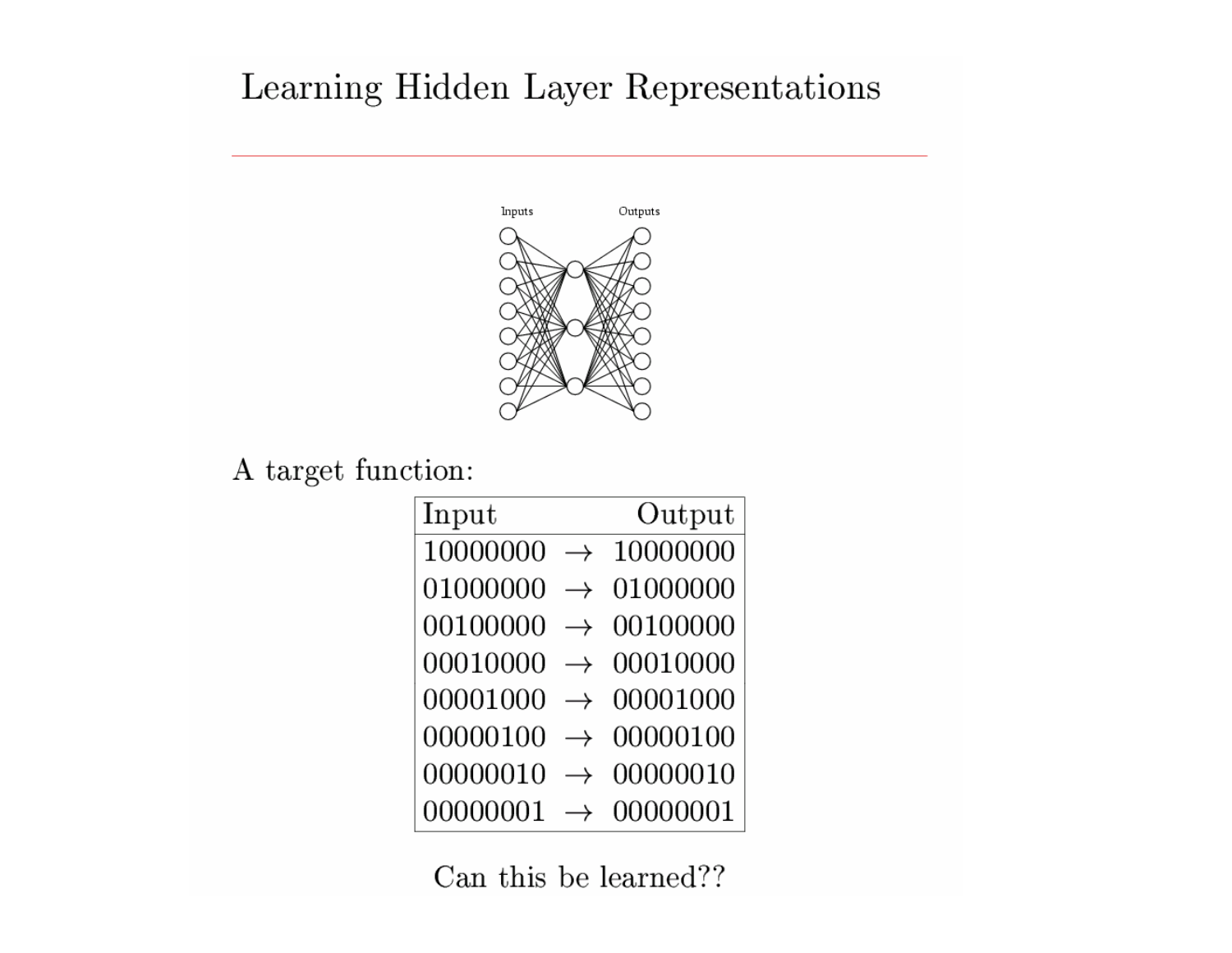# Learning Hidden Layer Representations

Inputs    Outputs

A target function:

| Input | | Output |
|---|---|---|
| 10000000 | → | 10000000 |
| 01000000 | → | 01000000 |
| 00100000 | → | 00100000 |
| 00010000 | → | 00010000 |
| 00001000 | → | 00001000 |
| 00000100 | → | 00000100 |
| 00000010 | → | 00000010 |
| 00000001 | → | 00000001 |

Can this be learned??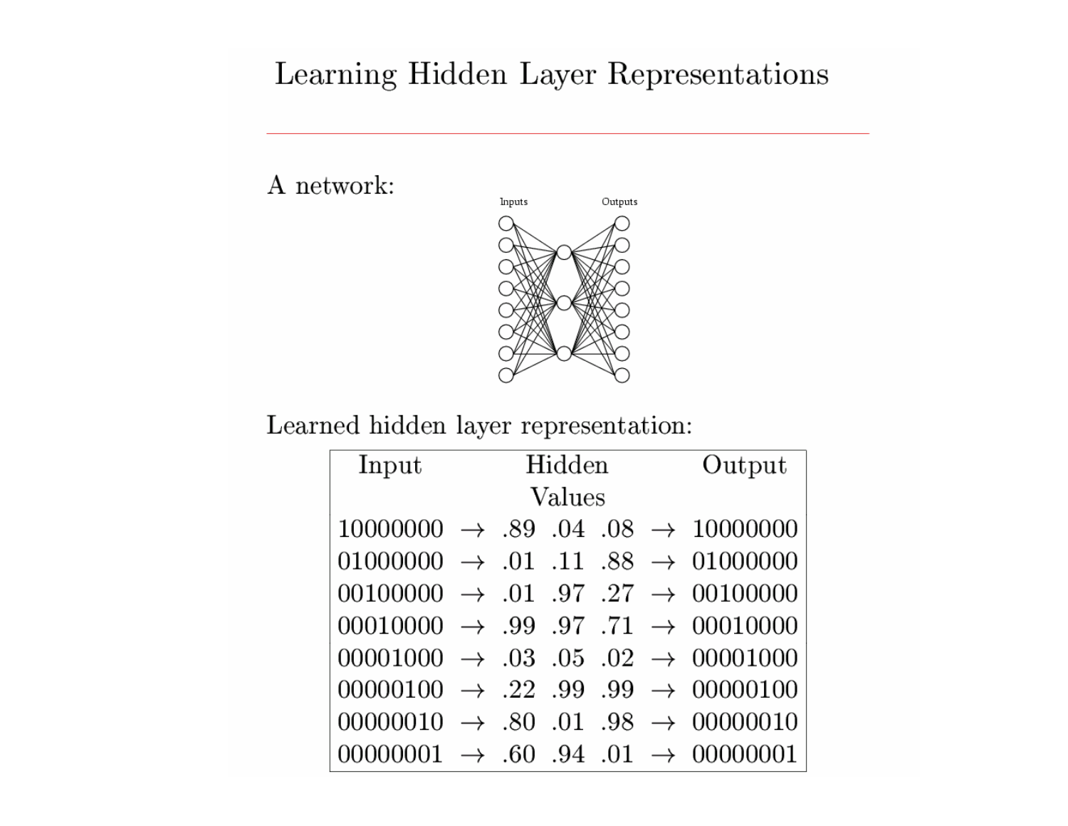# Learning Hidden Layer Representations

A network:

Learned hidden layer representation:

| Input | | Hidden Values | | | | Output |
|---|---|---|---|---|---|---|
| 10000000 | → | .89 | .04 | .08 | → | 10000000 |
| 01000000 | → | .01 | .11 | .88 | → | 01000000 |
| 00100000 | → | .01 | .97 | .27 | → | 00100000 |
| 00010000 | → | .99 | .97 | .71 | → | 00010000 |
| 00001000 | → | .03 | .05 | .02 | → | 00001000 |
| 00000100 | → | .22 | .99 | .99 | → | 00000100 |
| 00000010 | → | .80 | .01 | .98 | → | 00000010 |
| 00000001 | → | .60 | .94 | .01 | → | 00000001 |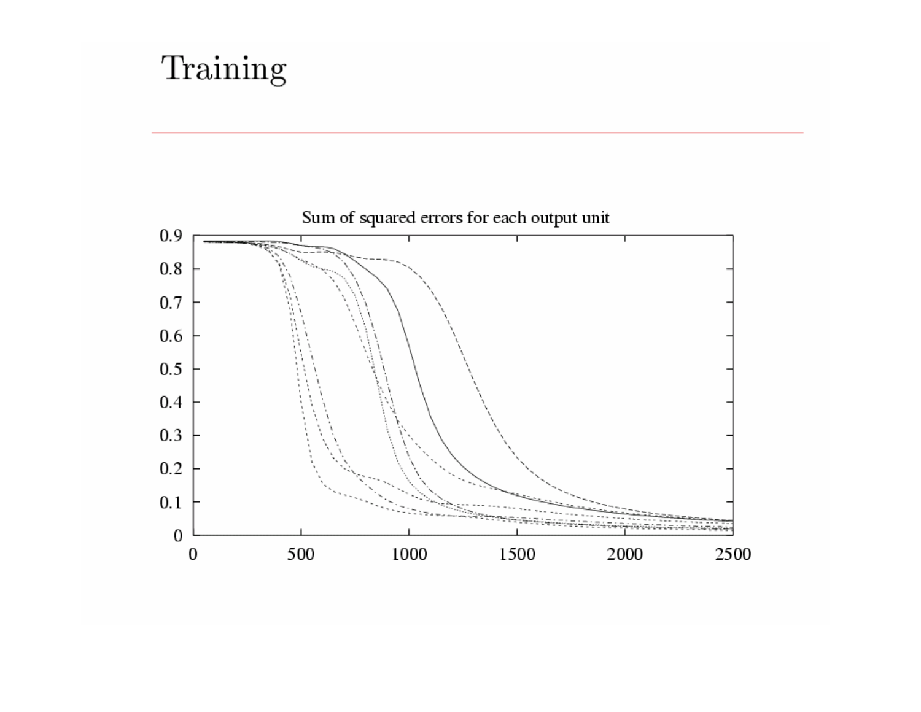# Training

Sum of squared errors for each output unit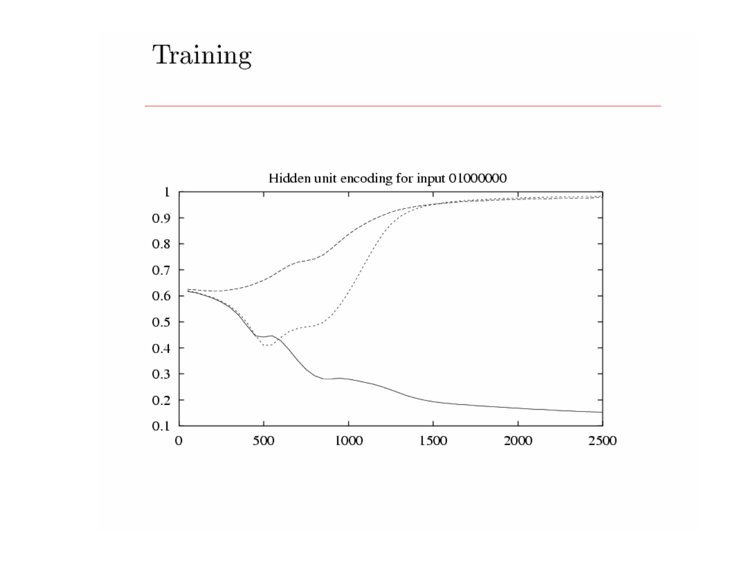# Training

Hidden unit encoding for input 01000000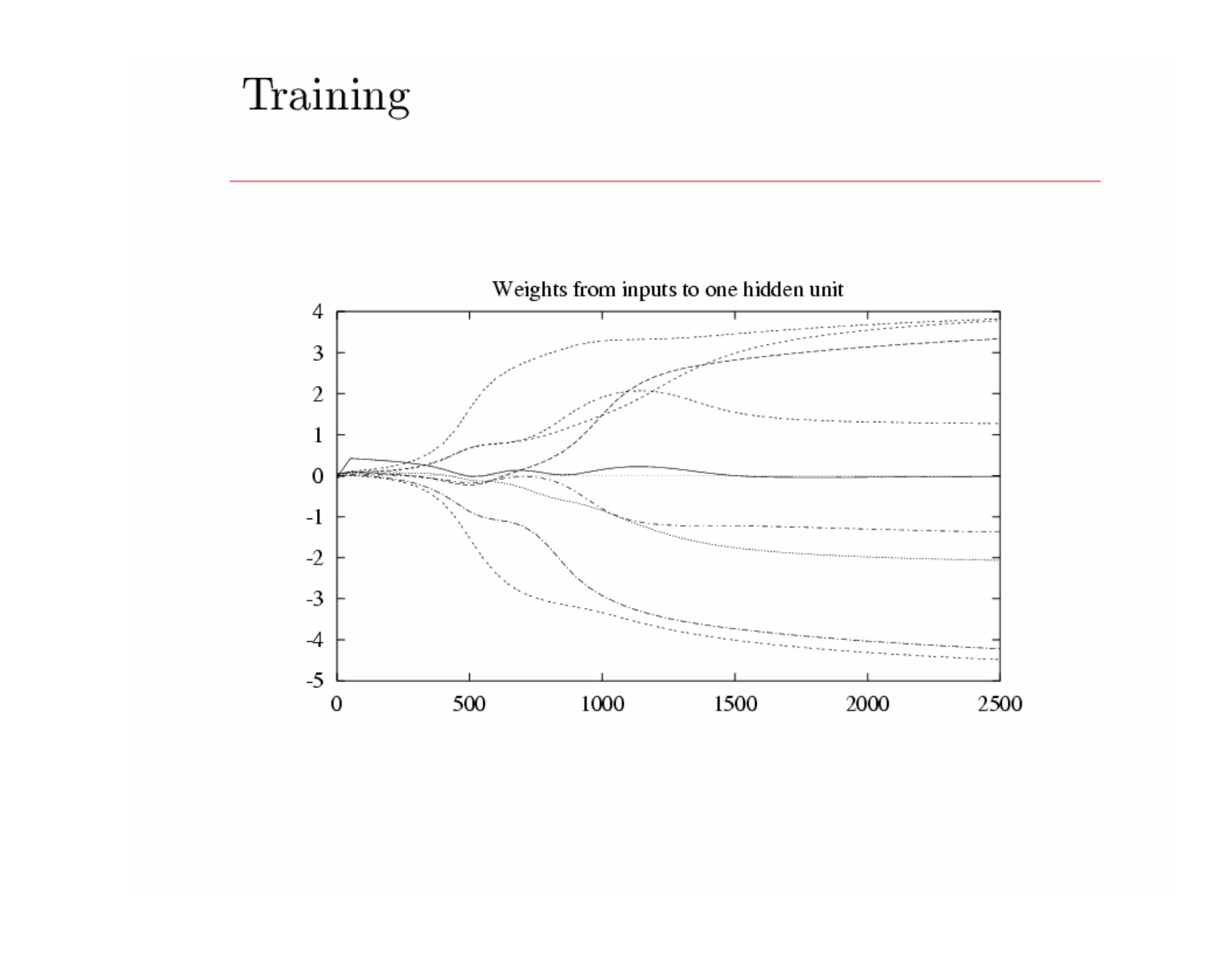# Training

Weights from inputs to one hidden unit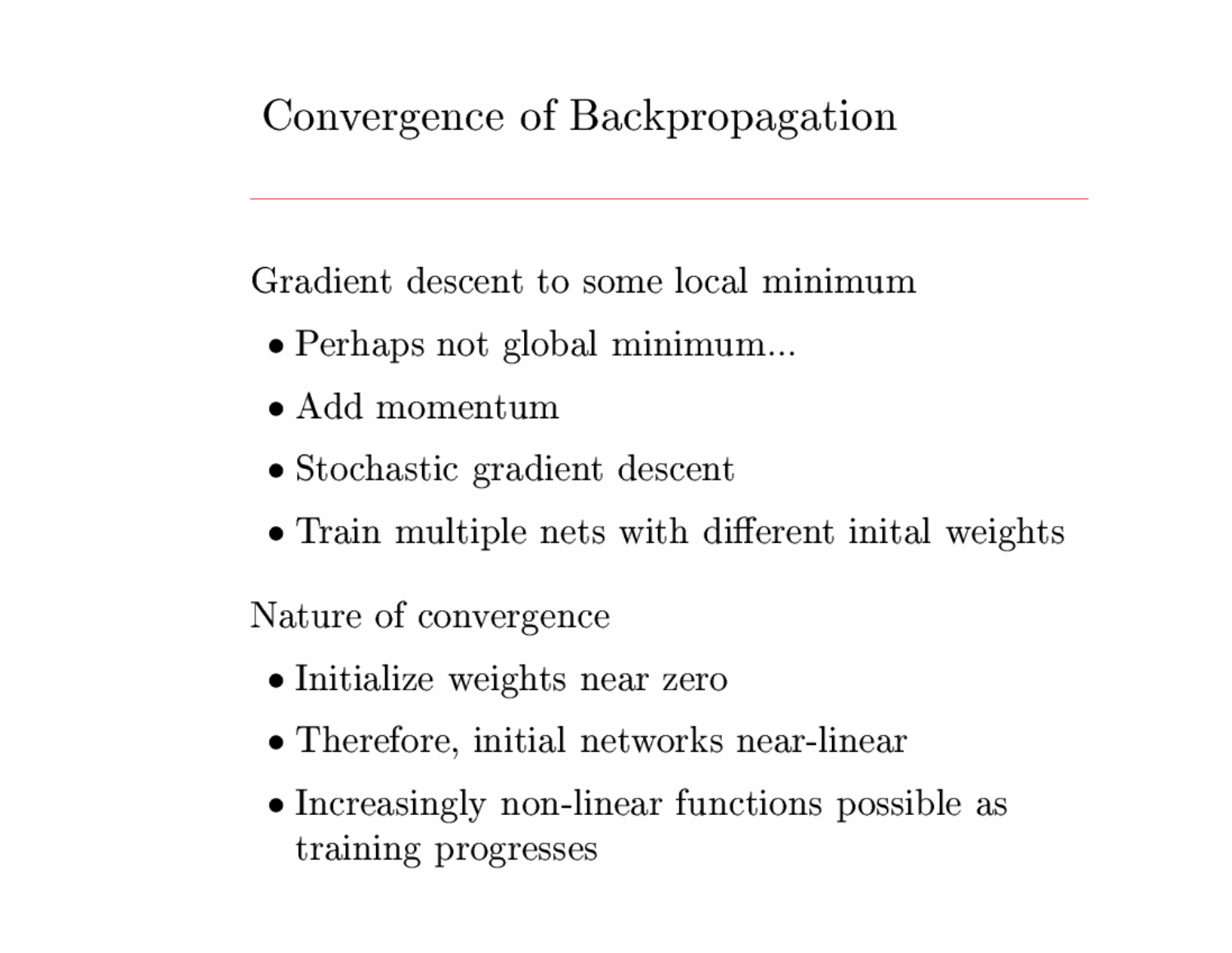# Convergence of Backpropagation

Gradient descent to some local minimum

- Perhaps not global minimum...
- Add momentum
- Stochastic gradient descent
- Train multiple nets with different inital weights

Nature of convergence

- Initialize weights near zero
- Therefore, initial networks near-linear
- Increasingly non-linear functions possible as training progresses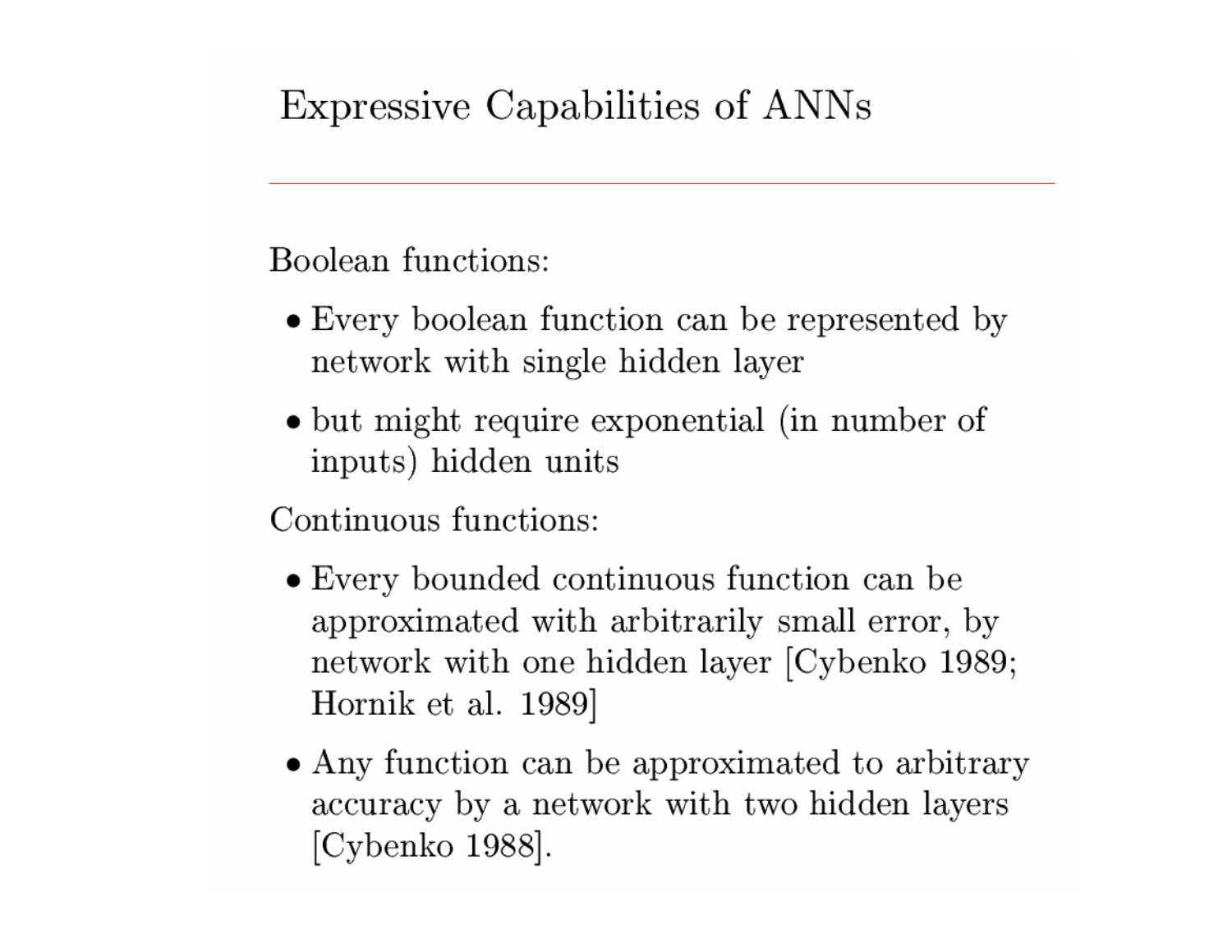# Expressive Capabilities of ANNs

Boolean functions:

- Every boolean function can be represented by network with single hidden layer
- but might require exponential (in number of inputs) hidden units

Continuous functions:

- Every bounded continuous function can be approximated with arbitrarily small error, by network with one hidden layer [Cybenko 1989; Hornik et al. 1989]
- Any function can be approximated to arbitrary accuracy by a network with two hidden layers [Cybenko 1988].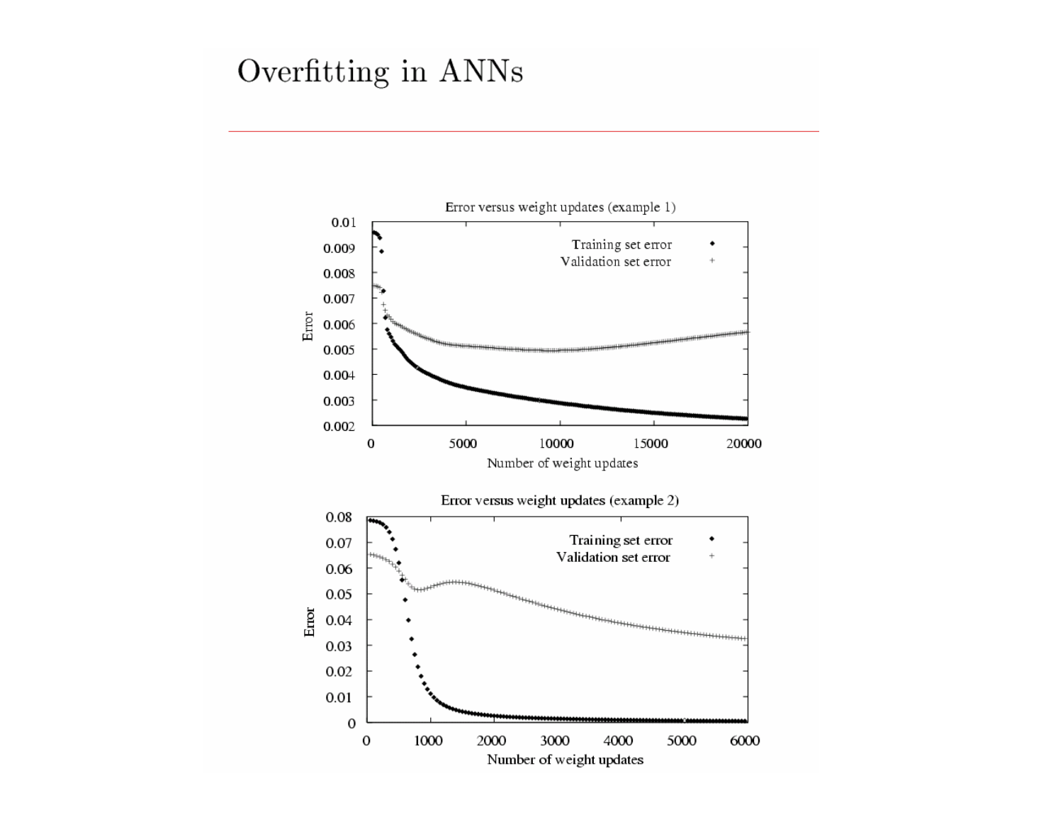# Overfitting in ANNs

Error versus weight updates (example 1)

Error versus weight updates (example 2)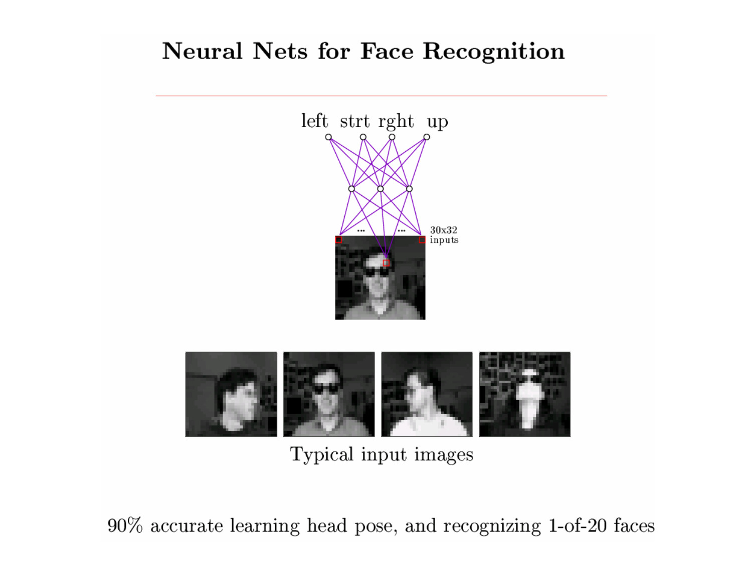# Neural Nets for Face Recognition

left strt rght up

30x32 inputs

Typical input images

90% accurate learning head pose, and recognizing 1-of-20 faces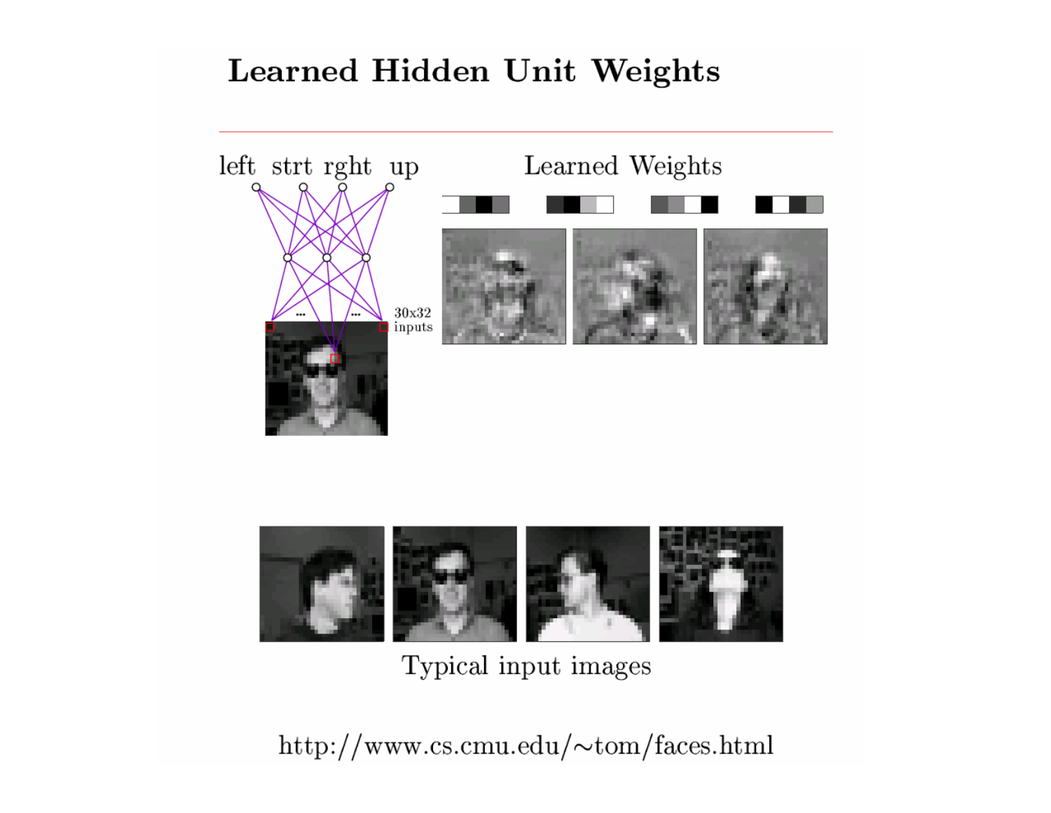# Learned Hidden Unit Weights

left strt rght up

30x32 inputs

Learned Weights

Typical input images

http://www.cs.cmu.edu/~tom/faces.html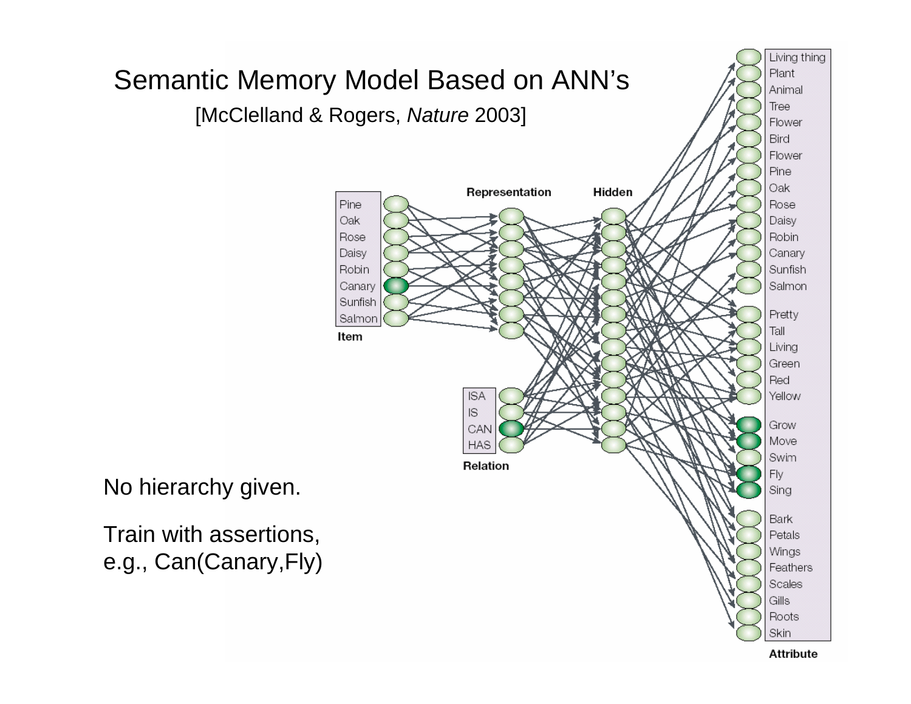# Semantic Memory Model Based on ANN's

[McClelland & Rogers, *Nature* 2003]

No hierarchy given.

Train with assertions, e.g., Can(Canary,Fly)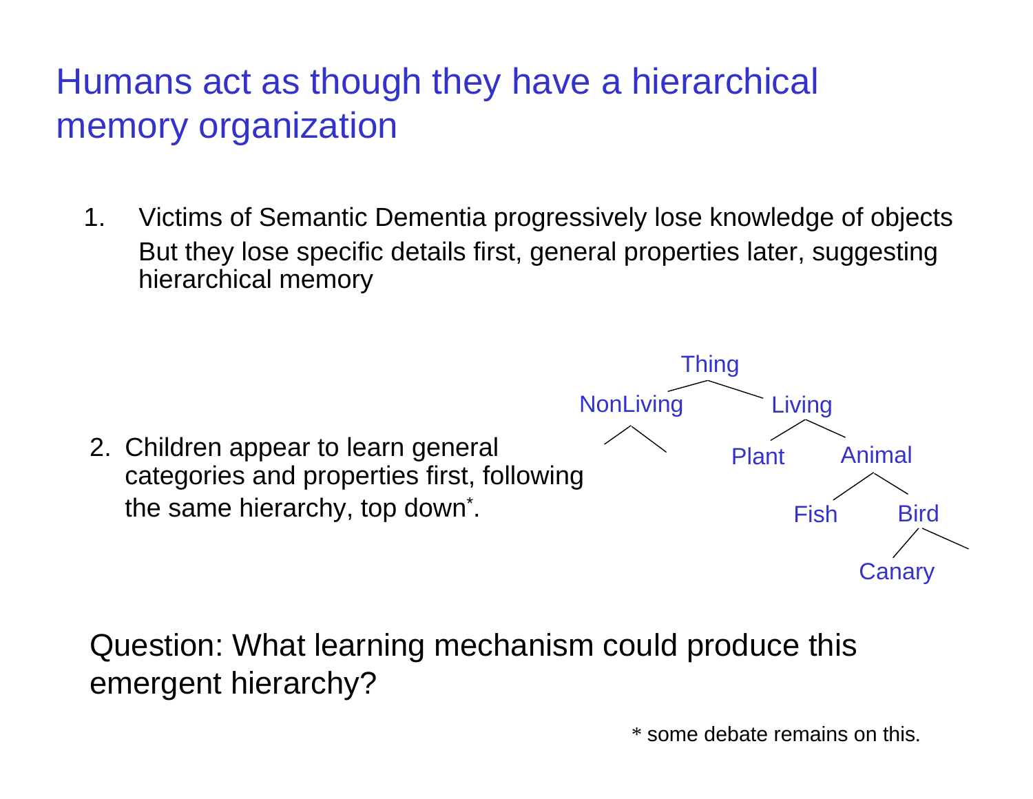# Humans act as though they have a hierarchical memory organization

1. Victims of Semantic Dementia progressively lose knowledge of objects
   But they lose specific details first, general properties later, suggesting hierarchical memory

2. Children appear to learn general categories and properties first, following the same hierarchy, top down*.

Thing
- NonLiving
- Living
  - Plant
  - Animal
    - Fish
    - Bird
      - Canary

Question: What learning mechanism could produce this emergent hierarchy?

\* some debate remains on this.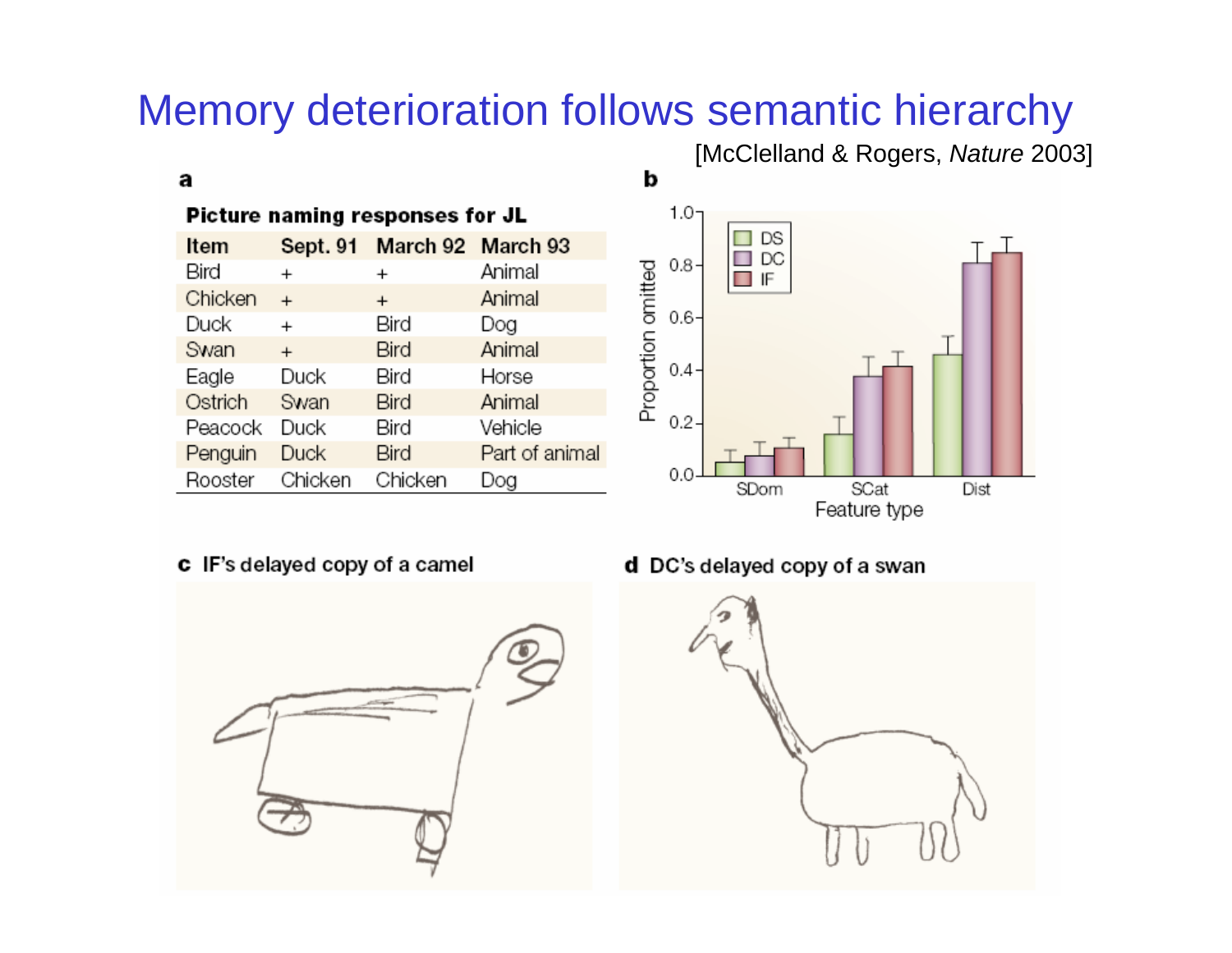# Memory deterioration follows semantic hierarchy

[McClelland & Rogers, *Nature* 2003]

**a**

**Picture naming responses for JL**

| Item | Sept. 91 | March 92 | March 93 |
|---|---|---|---|
| Bird | + | + | Animal |
| Chicken | + | + | Animal |
| Duck | + | Bird | Dog |
| Swan | + | Bird | Animal |
| Eagle | Duck | Bird | Horse |
| Ostrich | Swan | Bird | Animal |
| Peacock | Duck | Bird | Vehicle |
| Penguin | Duck | Bird | Part of animal |
| Rooster | Chicken | Chicken | Dog |

**b**

**c** IF's delayed copy of a camel

**d** DC's delayed copy of a swan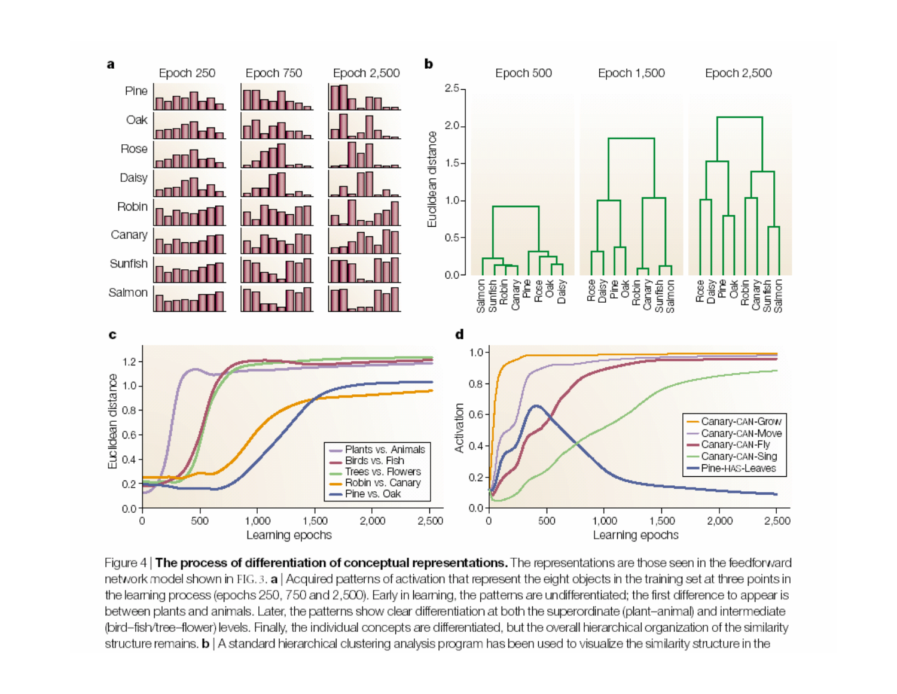Figure 4 | **The process of differentiation of conceptual representations.** The representations are those seen in the feedforward network model shown in FIG. 3. **a** | Acquired patterns of activation that represent the eight objects in the training set at three points in the learning process (epochs 250, 750 and 2,500). Early in learning, the patterns are undifferentiated; the first difference to appear is between plants and animals. Later, the patterns show clear differentiation at both the superordinate (plant–animal) and intermediate (bird–fish/tree–flower) levels. Finally, the individual concepts are differentiated, but the overall hierarchical organization of the similarity structure remains. **b** | A standard hierarchical clustering analysis program has been used to visualize the similarity structure in the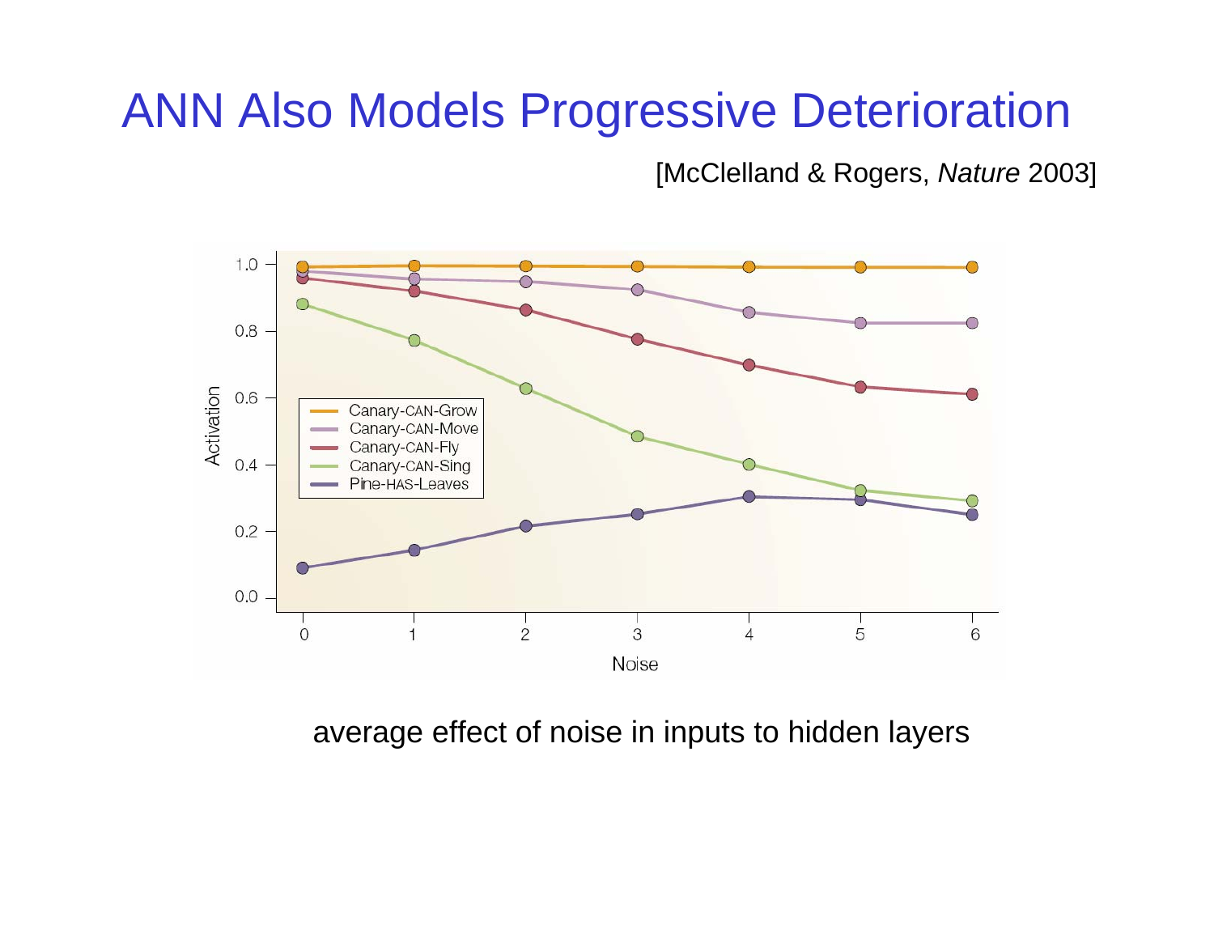# ANN Also Models Progressive Deterioration

[McClelland & Rogers, *Nature* 2003]

average effect of noise in inputs to hidden layers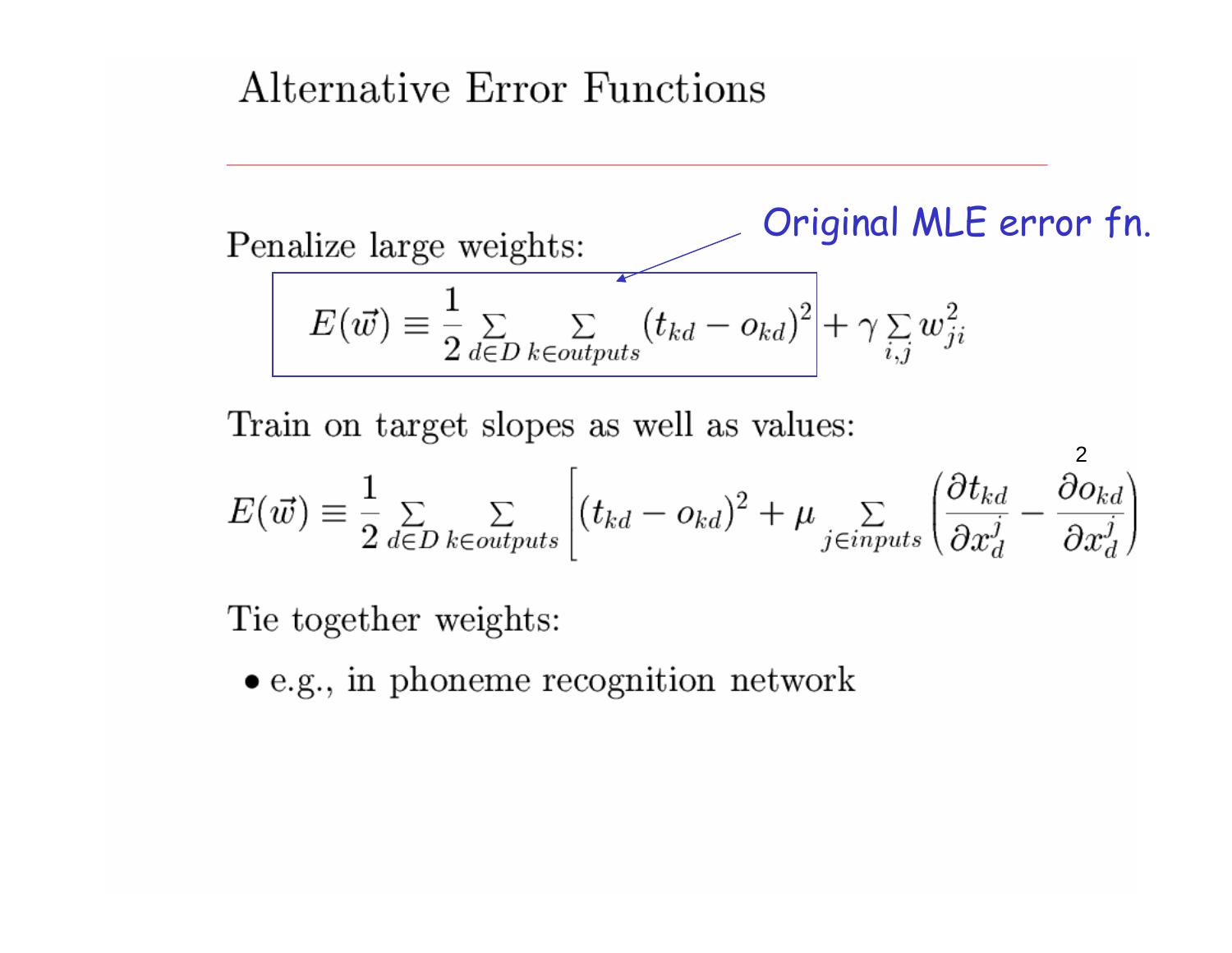# Alternative Error Functions

Penalize large weights:

Original MLE error fn.

$$E(\vec{w}) \equiv \frac{1}{2} \sum_{d \in D} \sum_{k \in outputs} (t_{kd} - o_{kd})^2 + \gamma \sum_{i,j} w_{ji}^2$$

Train on target slopes as well as values:

$$E(\vec{w}) \equiv \frac{1}{2} \sum_{d \in D} \sum_{k \in outputs} \left[ (t_{kd} - o_{kd})^2 + \mu \sum_{j \in inputs} \left( \frac{\partial t_{kd}}{\partial x_d^j} - \frac{\partial o_{kd}}{\partial x_d^j} \right)^2 \right]$$

Tie together weights:

- e.g., in phoneme recognition network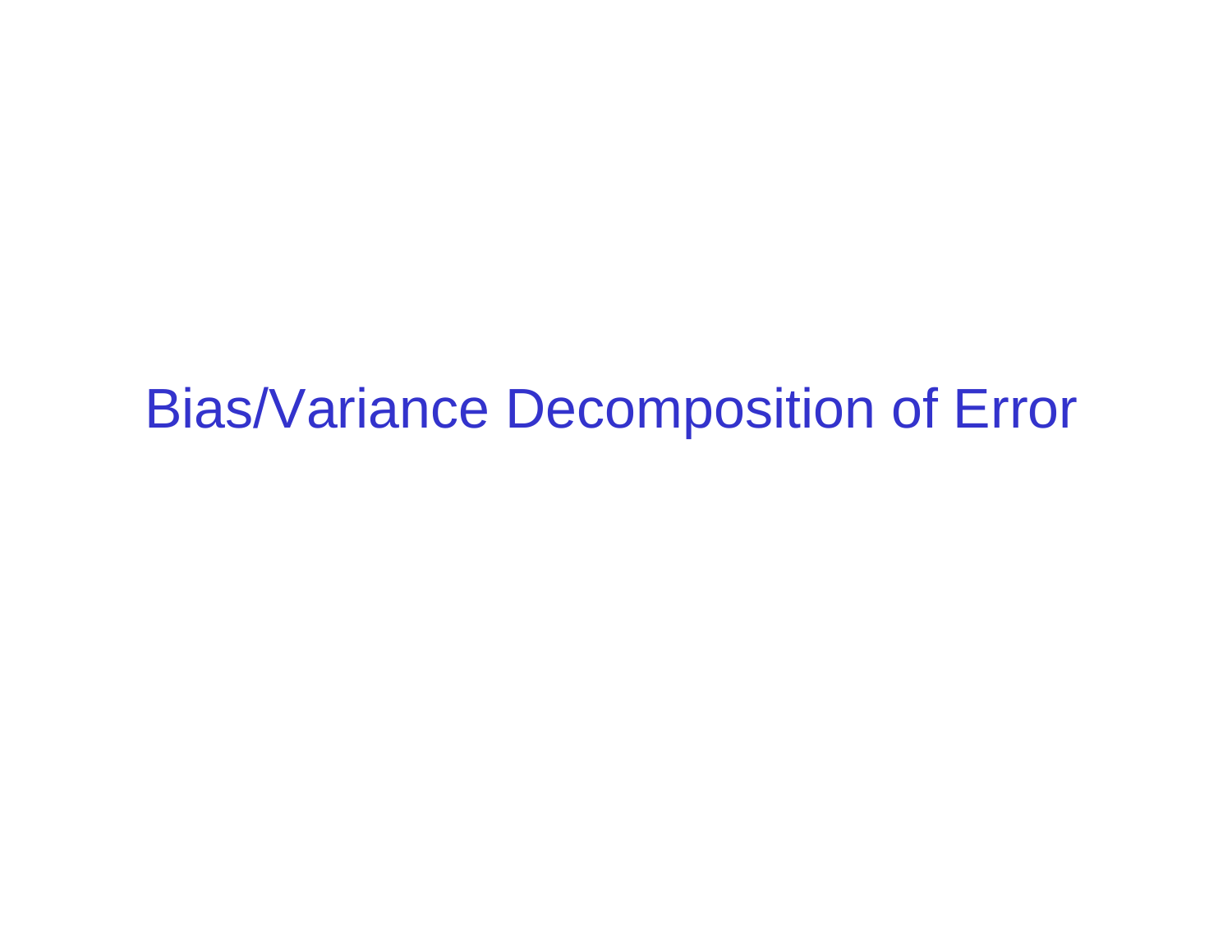# Bias/Variance Decomposition of Error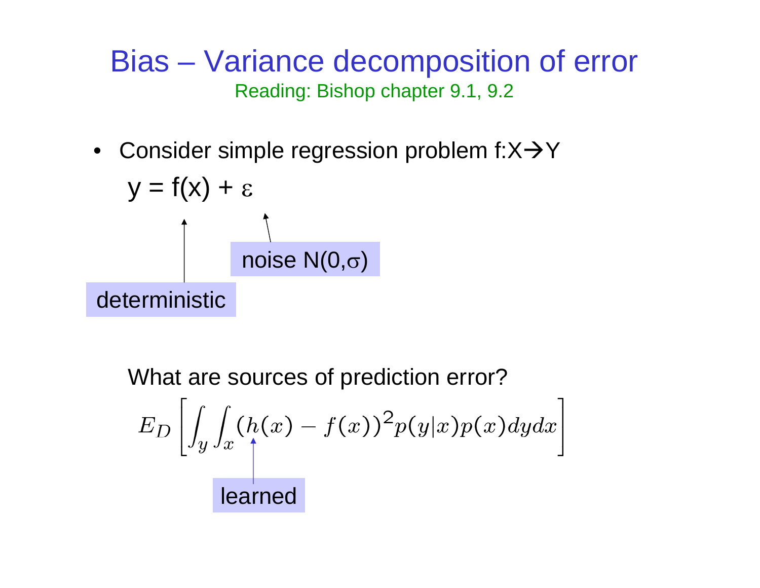# Bias – Variance decomposition of error

Reading: Bishop chapter 9.1, 9.2

- Consider simple regression problem $f: X \rightarrow Y$

$$y = f(x) + \varepsilon$$

deterministic

noise $N(0,\sigma)$

What are sources of prediction error?

$$E_D\left[\int_y \int_x (h(x) - f(x))^2 p(y|x)p(x)dydx\right]$$

learned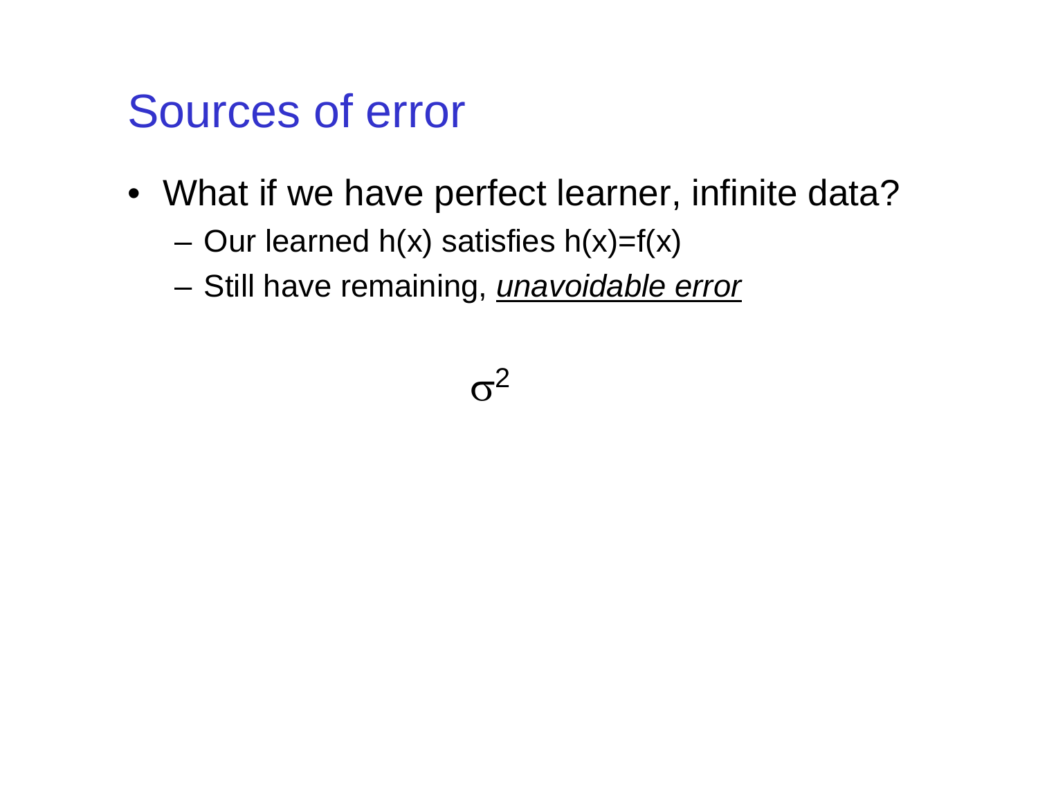# Sources of error

- What if we have perfect learner, infinite data?
  - Our learned $h(x)$ satisfies $h(x)=f(x)$
  - Still have remaining, *unavoidable error*

$$\sigma^2$$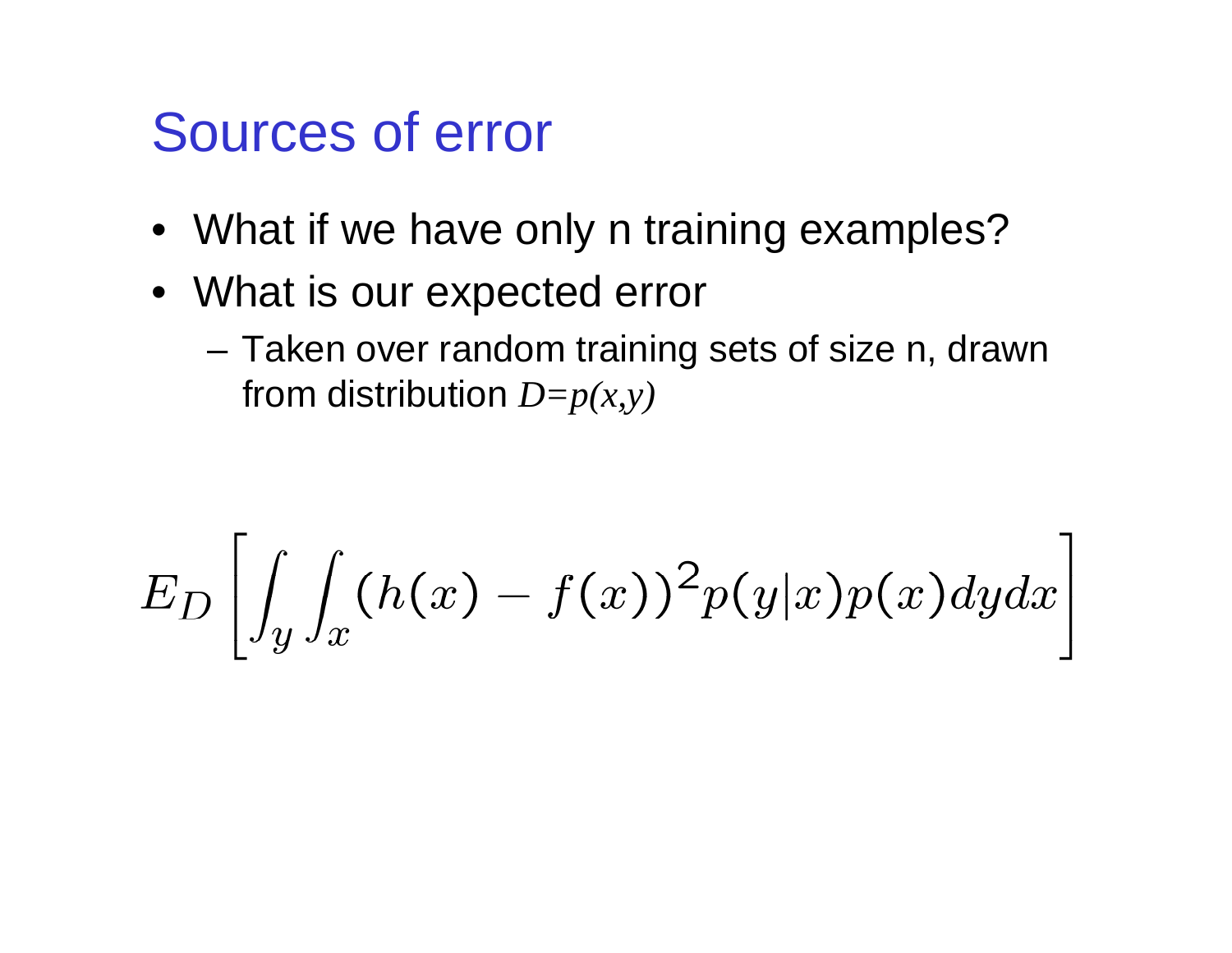# Sources of error

- What if we have only n training examples?
- What is our expected error
  - Taken over random training sets of size n, drawn from distribution $D=p(x,y)$

$$E_D \left[ \int_y \int_x (h(x) - f(x))^2 p(y|x)p(x) dy dx \right]$$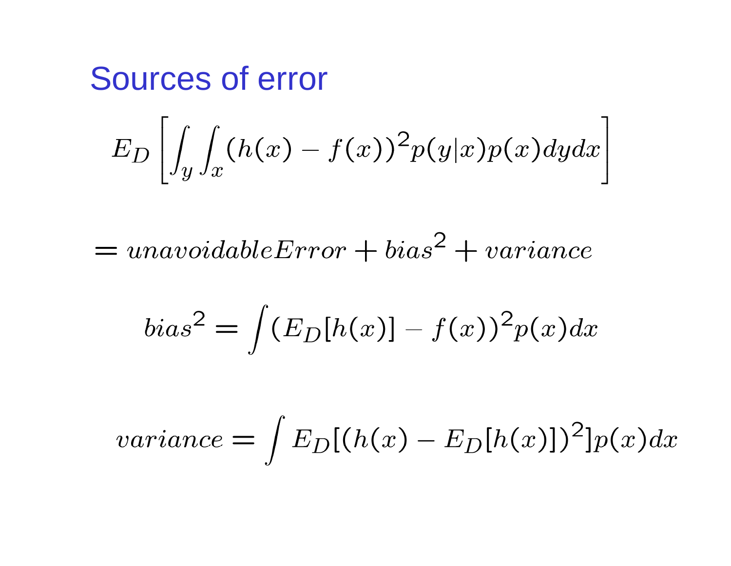# Sources of error

$$E_D\left[\int_y \int_x (h(x) - f(x))^2 p(y|x)p(x)dydx\right]$$

$$= unavoidableError + bias^2 + variance$$

$$bias^2 = \int (E_D[h(x)] - f(x))^2 p(x)dx$$

$$variance = \int E_D[(h(x) - E_D[h(x)])^2]p(x)dx$$